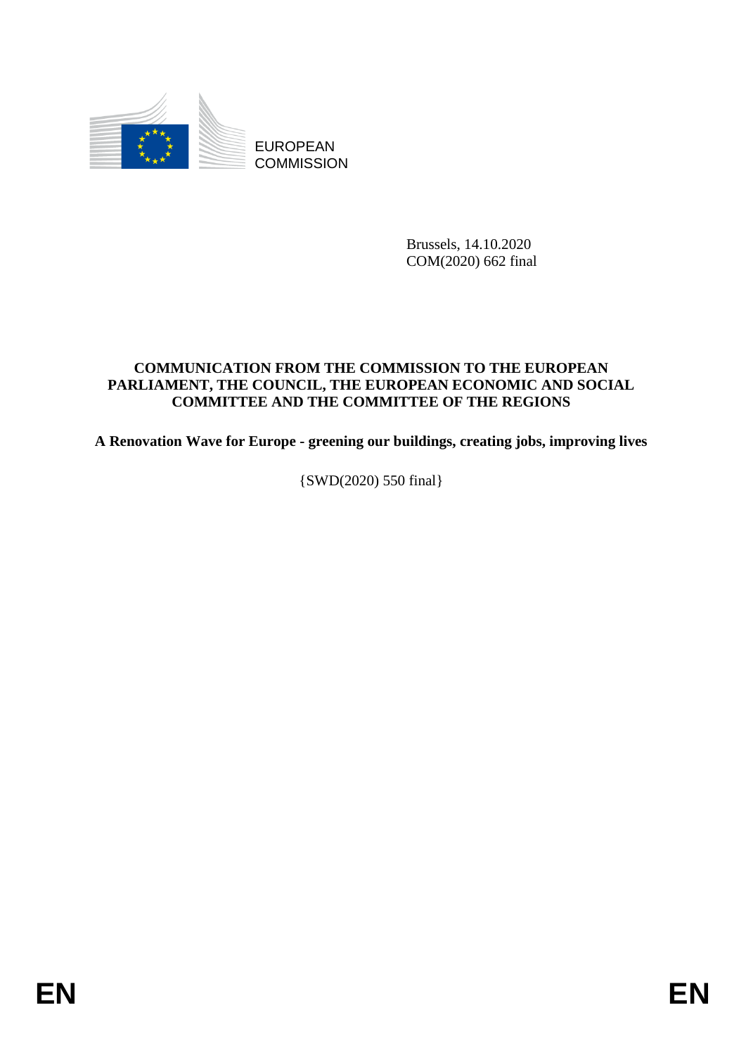EUROPEAN COMMISSION

Brussels, 14.10.2020
COM(2020) 662 final

**COMMUNICATION FROM THE COMMISSION TO THE EUROPEAN PARLIAMENT, THE COUNCIL, THE EUROPEAN ECONOMIC AND SOCIAL COMMITTEE AND THE COMMITTEE OF THE REGIONS**

**A Renovation Wave for Europe - greening our buildings, creating jobs, improving lives**

{SWD(2020) 550 final}

EN EN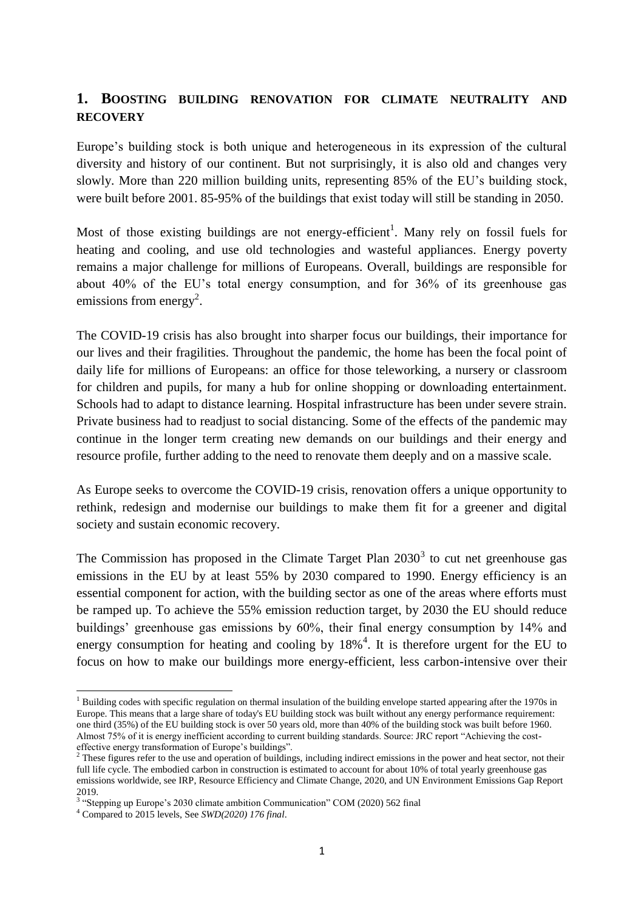## 1. BOOSTING BUILDING RENOVATION FOR CLIMATE NEUTRALITY AND RECOVERY

Europe's building stock is both unique and heterogeneous in its expression of the cultural diversity and history of our continent. But not surprisingly, it is also old and changes very slowly. More than 220 million building units, representing 85% of the EU's building stock, were built before 2001. 85-95% of the buildings that exist today will still be standing in 2050.

Most of those existing buildings are not energy-efficient[1]. Many rely on fossil fuels for heating and cooling, and use old technologies and wasteful appliances. Energy poverty remains a major challenge for millions of Europeans. Overall, buildings are responsible for about 40% of the EU's total energy consumption, and for 36% of its greenhouse gas emissions from energy[2].

The COVID-19 crisis has also brought into sharper focus our buildings, their importance for our lives and their fragilities. Throughout the pandemic, the home has been the focal point of daily life for millions of Europeans: an office for those teleworking, a nursery or classroom for children and pupils, for many a hub for online shopping or downloading entertainment. Schools had to adapt to distance learning. Hospital infrastructure has been under severe strain. Private business had to readjust to social distancing. Some of the effects of the pandemic may continue in the longer term creating new demands on our buildings and their energy and resource profile, further adding to the need to renovate them deeply and on a massive scale.

As Europe seeks to overcome the COVID-19 crisis, renovation offers a unique opportunity to rethink, redesign and modernise our buildings to make them fit for a greener and digital society and sustain economic recovery.

The Commission has proposed in the Climate Target Plan 2030[3] to cut net greenhouse gas emissions in the EU by at least 55% by 2030 compared to 1990. Energy efficiency is an essential component for action, with the building sector as one of the areas where efforts must be ramped up. To achieve the 55% emission reduction target, by 2030 the EU should reduce buildings' greenhouse gas emissions by 60%, their final energy consumption by 14% and energy consumption for heating and cooling by 18%[4]. It is therefore urgent for the EU to focus on how to make our buildings more energy-efficient, less carbon-intensive over their

---

[1] Building codes with specific regulation on thermal insulation of the building envelope started appearing after the 1970s in Europe. This means that a large share of today's EU building stock was built without any energy performance requirement: one third (35%) of the EU building stock is over 50 years old, more than 40% of the building stock was built before 1960. Almost 75% of it is energy inefficient according to current building standards. Source: JRC report "Achieving the cost-effective energy transformation of Europe's buildings".

[2] These figures refer to the use and operation of buildings, including indirect emissions in the power and heat sector, not their full life cycle. The embodied carbon in construction is estimated to account for about 10% of total yearly greenhouse gas emissions worldwide, see IRP, Resource Efficiency and Climate Change, 2020, and UN Environment Emissions Gap Report 2019.

[3] "Stepping up Europe's 2030 climate ambition Communication" COM (2020) 562 final

[4] Compared to 2015 levels, See *SWD(2020) 176 final*.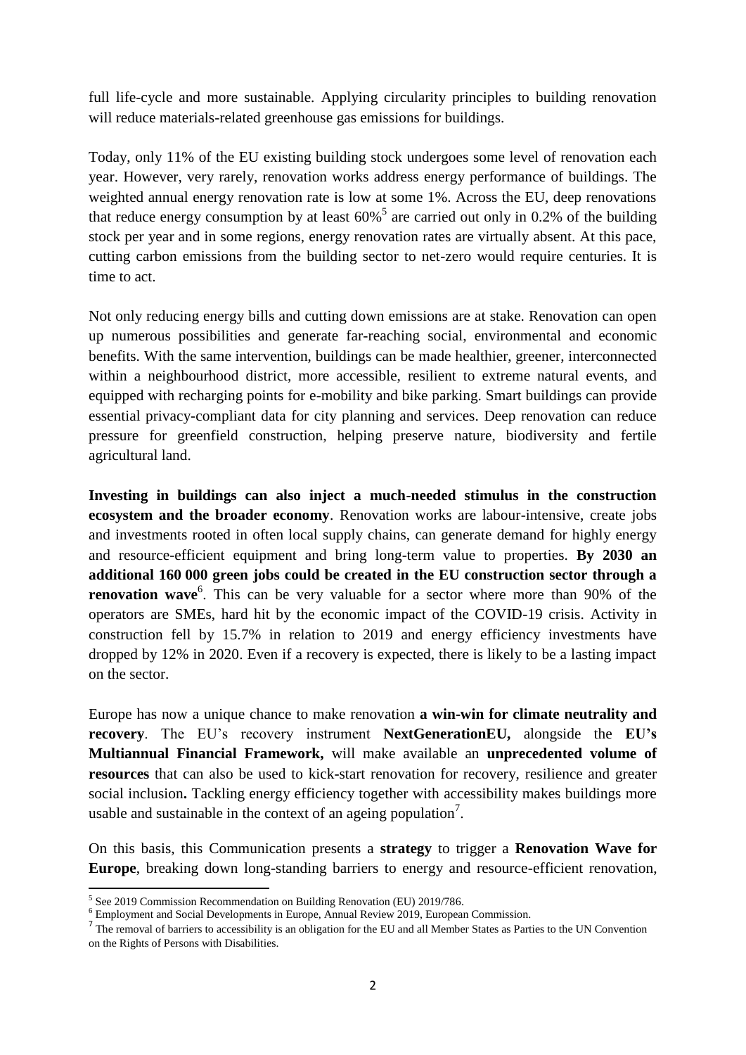full life-cycle and more sustainable. Applying circularity principles to building renovation will reduce materials-related greenhouse gas emissions for buildings.

Today, only 11% of the EU existing building stock undergoes some level of renovation each year. However, very rarely, renovation works address energy performance of buildings. The weighted annual energy renovation rate is low at some 1%. Across the EU, deep renovations that reduce energy consumption by at least 60%[5] are carried out only in 0.2% of the building stock per year and in some regions, energy renovation rates are virtually absent. At this pace, cutting carbon emissions from the building sector to net-zero would require centuries. It is time to act.

Not only reducing energy bills and cutting down emissions are at stake. Renovation can open up numerous possibilities and generate far-reaching social, environmental and economic benefits. With the same intervention, buildings can be made healthier, greener, interconnected within a neighbourhood district, more accessible, resilient to extreme natural events, and equipped with recharging points for e-mobility and bike parking. Smart buildings can provide essential privacy-compliant data for city planning and services. Deep renovation can reduce pressure for greenfield construction, helping preserve nature, biodiversity and fertile agricultural land.

**Investing in buildings can also inject a much-needed stimulus in the construction ecosystem and the broader economy**. Renovation works are labour-intensive, create jobs and investments rooted in often local supply chains, can generate demand for highly energy and resource-efficient equipment and bring long-term value to properties. **By 2030 an additional 160 000 green jobs could be created in the EU construction sector through a renovation wave**[6]. This can be very valuable for a sector where more than 90% of the operators are SMEs, hard hit by the economic impact of the COVID-19 crisis. Activity in construction fell by 15.7% in relation to 2019 and energy efficiency investments have dropped by 12% in 2020. Even if a recovery is expected, there is likely to be a lasting impact on the sector.

Europe has now a unique chance to make renovation **a win-win for climate neutrality and recovery**. The EU's recovery instrument **NextGenerationEU,** alongside the **EU's Multiannual Financial Framework,** will make available an **unprecedented volume of resources** that can also be used to kick-start renovation for recovery, resilience and greater social inclusion**.** Tackling energy efficiency together with accessibility makes buildings more usable and sustainable in the context of an ageing population[7].

On this basis, this Communication presents a **strategy** to trigger a **Renovation Wave for Europe**, breaking down long-standing barriers to energy and resource-efficient renovation,

---

[5] See 2019 Commission Recommendation on Building Renovation (EU) 2019/786.

[6] Employment and Social Developments in Europe, Annual Review 2019, European Commission.

[7] The removal of barriers to accessibility is an obligation for the EU and all Member States as Parties to the UN Convention on the Rights of Persons with Disabilities.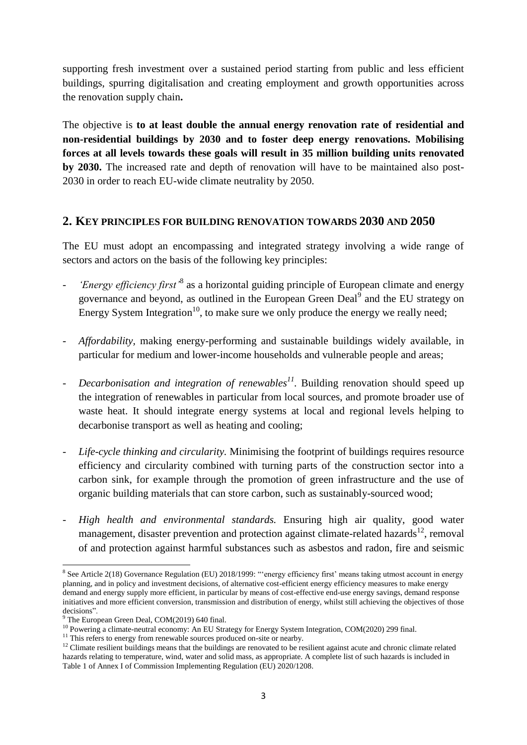supporting fresh investment over a sustained period starting from public and less efficient buildings, spurring digitalisation and creating employment and growth opportunities across the renovation supply chain**.**

The objective is **to at least double the annual energy renovation rate of residential and non-residential buildings by 2030 and to foster deep energy renovations. Mobilising forces at all levels towards these goals will result in 35 million building units renovated by 2030.** The increased rate and depth of renovation will have to be maintained also post-2030 in order to reach EU-wide climate neutrality by 2050.

## 2. KEY PRINCIPLES FOR BUILDING RENOVATION TOWARDS 2030 AND 2050

The EU must adopt an encompassing and integrated strategy involving a wide range of sectors and actors on the basis of the following key principles:

- *'Energy efficiency first'*[8] as a horizontal guiding principle of European climate and energy governance and beyond, as outlined in the European Green Deal[9] and the EU strategy on Energy System Integration[10], to make sure we only produce the energy we really need;

- *Affordability*, making energy-performing and sustainable buildings widely available, in particular for medium and lower-income households and vulnerable people and areas;

- *Decarbonisation and integration of renewables[11]*. Building renovation should speed up the integration of renewables in particular from local sources, and promote broader use of waste heat. It should integrate energy systems at local and regional levels helping to decarbonise transport as well as heating and cooling;

- *Life-cycle thinking and circularity.* Minimising the footprint of buildings requires resource efficiency and circularity combined with turning parts of the construction sector into a carbon sink, for example through the promotion of green infrastructure and the use of organic building materials that can store carbon, such as sustainably-sourced wood;

- *High health and environmental standards.* Ensuring high air quality, good water management, disaster prevention and protection against climate-related hazards[12], removal of and protection against harmful substances such as asbestos and radon, fire and seismic

---

[8] See Article 2(18) Governance Regulation (EU) 2018/1999: "'energy efficiency first' means taking utmost account in energy planning, and in policy and investment decisions, of alternative cost-efficient energy efficiency measures to make energy demand and energy supply more efficient, in particular by means of cost-effective end-use energy savings, demand response initiatives and more efficient conversion, transmission and distribution of energy, whilst still achieving the objectives of those decisions".

[9] The European Green Deal, COM(2019) 640 final.

[10] Powering a climate-neutral economy: An EU Strategy for Energy System Integration, COM(2020) 299 final.

[11] This refers to energy from renewable sources produced on-site or nearby.

[12] Climate resilient buildings means that the buildings are renovated to be resilient against acute and chronic climate related hazards relating to temperature, wind, water and solid mass, as appropriate. A complete list of such hazards is included in Table 1 of Annex I of Commission Implementing Regulation (EU) 2020/1208.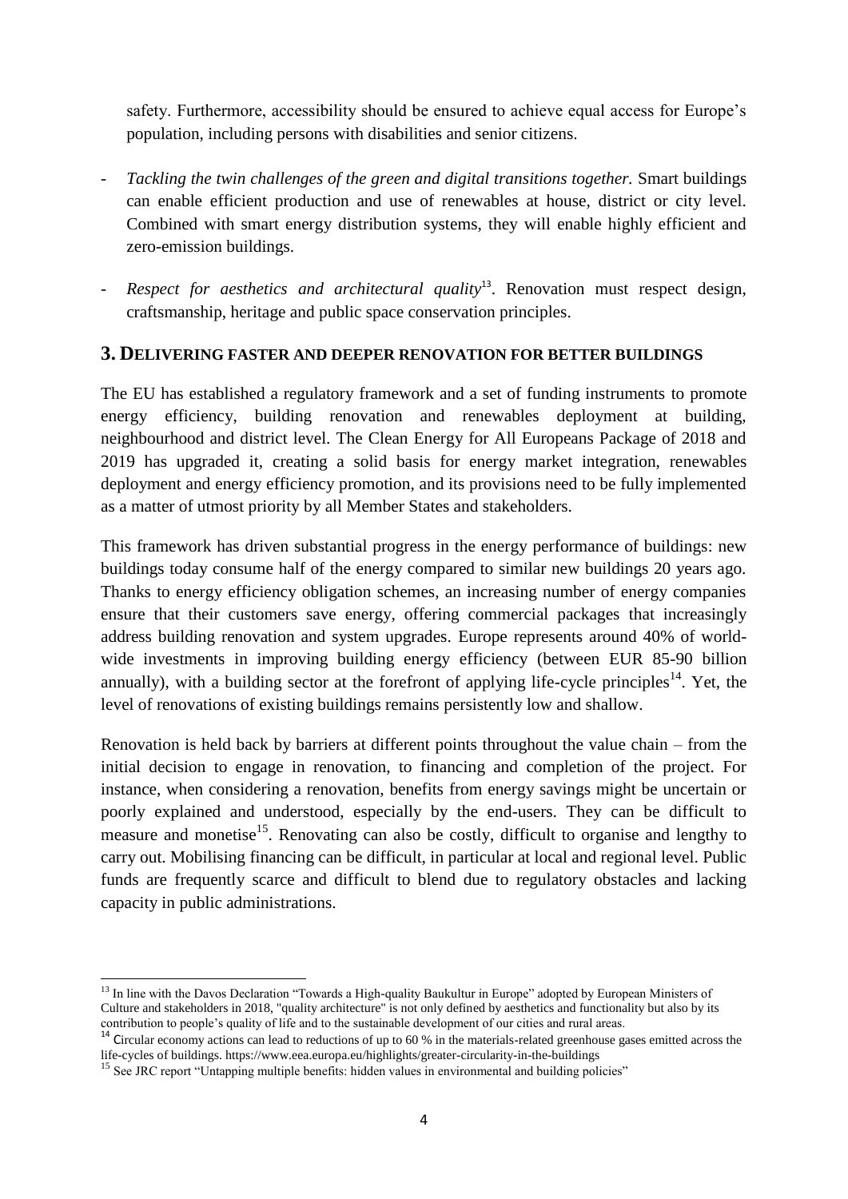safety. Furthermore, accessibility should be ensured to achieve equal access for Europe's population, including persons with disabilities and senior citizens.

- *Tackling the twin challenges of the green and digital transitions together.* Smart buildings can enable efficient production and use of renewables at house, district or city level. Combined with smart energy distribution systems, they will enable highly efficient and zero-emission buildings.
- *Respect for aesthetics and architectural quality*[13]. Renovation must respect design, craftsmanship, heritage and public space conservation principles.

## 3. DELIVERING FASTER AND DEEPER RENOVATION FOR BETTER BUILDINGS

The EU has established a regulatory framework and a set of funding instruments to promote energy efficiency, building renovation and renewables deployment at building, neighbourhood and district level. The Clean Energy for All Europeans Package of 2018 and 2019 has upgraded it, creating a solid basis for energy market integration, renewables deployment and energy efficiency promotion, and its provisions need to be fully implemented as a matter of utmost priority by all Member States and stakeholders.

This framework has driven substantial progress in the energy performance of buildings: new buildings today consume half of the energy compared to similar new buildings 20 years ago. Thanks to energy efficiency obligation schemes, an increasing number of energy companies ensure that their customers save energy, offering commercial packages that increasingly address building renovation and system upgrades. Europe represents around 40% of world-wide investments in improving building energy efficiency (between EUR 85-90 billion annually), with a building sector at the forefront of applying life-cycle principles[14]. Yet, the level of renovations of existing buildings remains persistently low and shallow.

Renovation is held back by barriers at different points throughout the value chain – from the initial decision to engage in renovation, to financing and completion of the project. For instance, when considering a renovation, benefits from energy savings might be uncertain or poorly explained and understood, especially by the end-users. They can be difficult to measure and monetise[15]. Renovating can also be costly, difficult to organise and lengthy to carry out. Mobilising financing can be difficult, in particular at local and regional level. Public funds are frequently scarce and difficult to blend due to regulatory obstacles and lacking capacity in public administrations.

---

[13] In line with the Davos Declaration "Towards a High-quality Baukultur in Europe" adopted by European Ministers of Culture and stakeholders in 2018, "quality architecture" is not only defined by aesthetics and functionality but also by its contribution to people's quality of life and to the sustainable development of our cities and rural areas.

[14] Circular economy actions can lead to reductions of up to 60 % in the materials-related greenhouse gases emitted across the life-cycles of buildings. https://www.eea.europa.eu/highlights/greater-circularity-in-the-buildings

[15] See JRC report "Untapping multiple benefits: hidden values in environmental and building policies"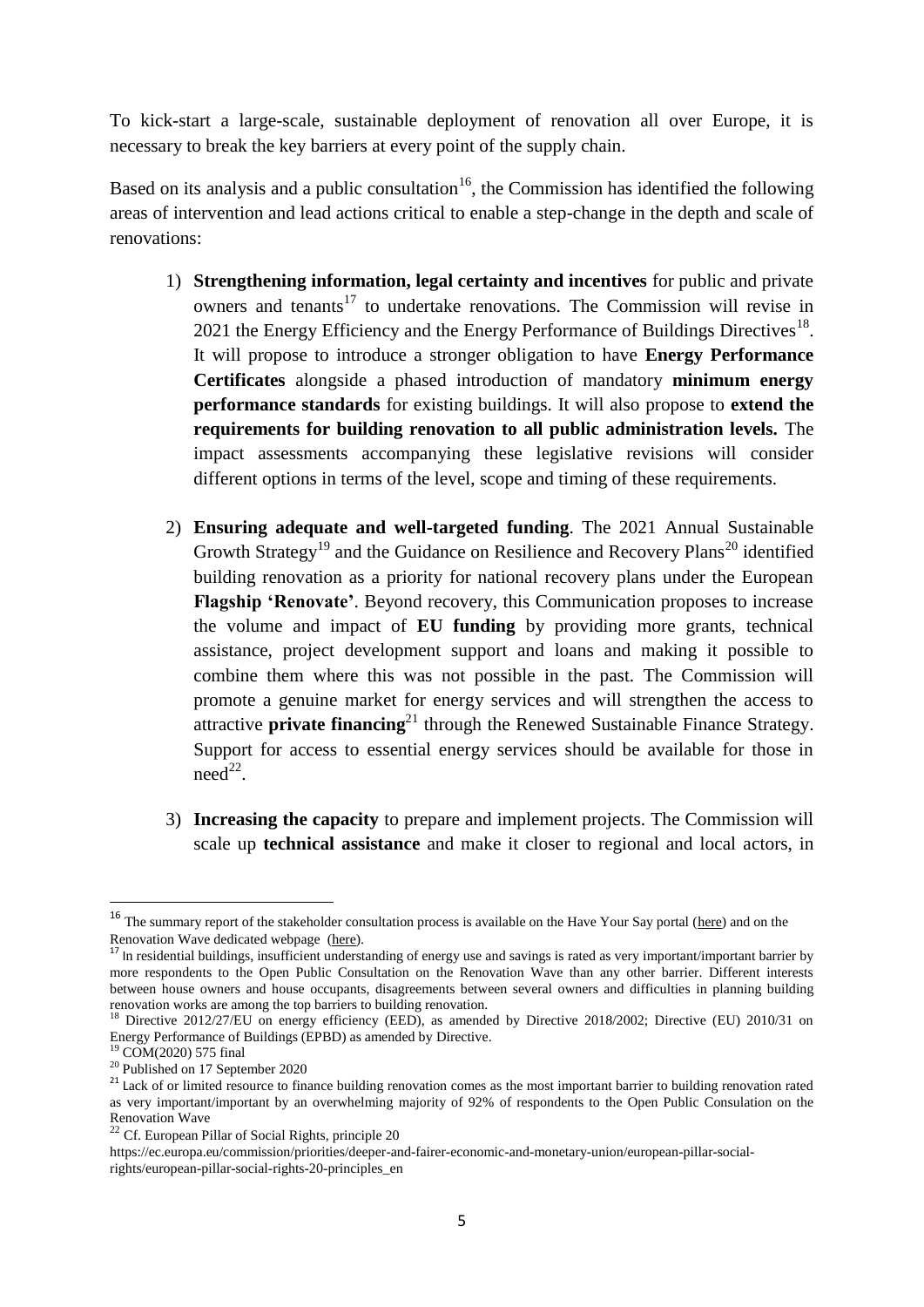To kick-start a large-scale, sustainable deployment of renovation all over Europe, it is necessary to break the key barriers at every point of the supply chain.

Based on its analysis and a public consultation[16], the Commission has identified the following areas of intervention and lead actions critical to enable a step-change in the depth and scale of renovations:

1) **Strengthening information, legal certainty and incentives** for public and private owners and tenants[17] to undertake renovations. The Commission will revise in 2021 the Energy Efficiency and the Energy Performance of Buildings Directives[18]. It will propose to introduce a stronger obligation to have **Energy Performance Certificates** alongside a phased introduction of mandatory **minimum energy performance standards** for existing buildings. It will also propose to **extend the requirements for building renovation to all public administration levels.** The impact assessments accompanying these legislative revisions will consider different options in terms of the level, scope and timing of these requirements.

2) **Ensuring adequate and well-targeted funding**. The 2021 Annual Sustainable Growth Strategy[19] and the Guidance on Resilience and Recovery Plans[20] identified building renovation as a priority for national recovery plans under the European **Flagship 'Renovate'**. Beyond recovery, this Communication proposes to increase the volume and impact of **EU funding** by providing more grants, technical assistance, project development support and loans and making it possible to combine them where this was not possible in the past. The Commission will promote a genuine market for energy services and will strengthen the access to attractive **private financing**[21] through the Renewed Sustainable Finance Strategy. Support for access to essential energy services should be available for those in need[22].

3) **Increasing the capacity** to prepare and implement projects. The Commission will scale up **technical assistance** and make it closer to regional and local actors, in

---

[16] The summary report of the stakeholder consultation process is available on the Have Your Say portal (here) and on the Renovation Wave dedicated webpage (here).

[17] In residential buildings, insufficient understanding of energy use and savings is rated as very important/important barrier by more respondents to the Open Public Consultation on the Renovation Wave than any other barrier. Different interests between house owners and house occupants, disagreements between several owners and difficulties in planning building renovation works are among the top barriers to building renovation.

[18] Directive 2012/27/EU on energy efficiency (EED), as amended by Directive 2018/2002; Directive (EU) 2010/31 on Energy Performance of Buildings (EPBD) as amended by Directive.

[19] COM(2020) 575 final

[20] Published on 17 September 2020

[21] Lack of or limited resource to finance building renovation comes as the most important barrier to building renovation rated as very important/important by an overwhelming majority of 92% of respondents to the Open Public Consulation on the Renovation Wave

[22] Cf. European Pillar of Social Rights, principle 20 https://ec.europa.eu/commission/priorities/deeper-and-fairer-economic-and-monetary-union/european-pillar-social-rights/european-pillar-social-rights-20-principles_en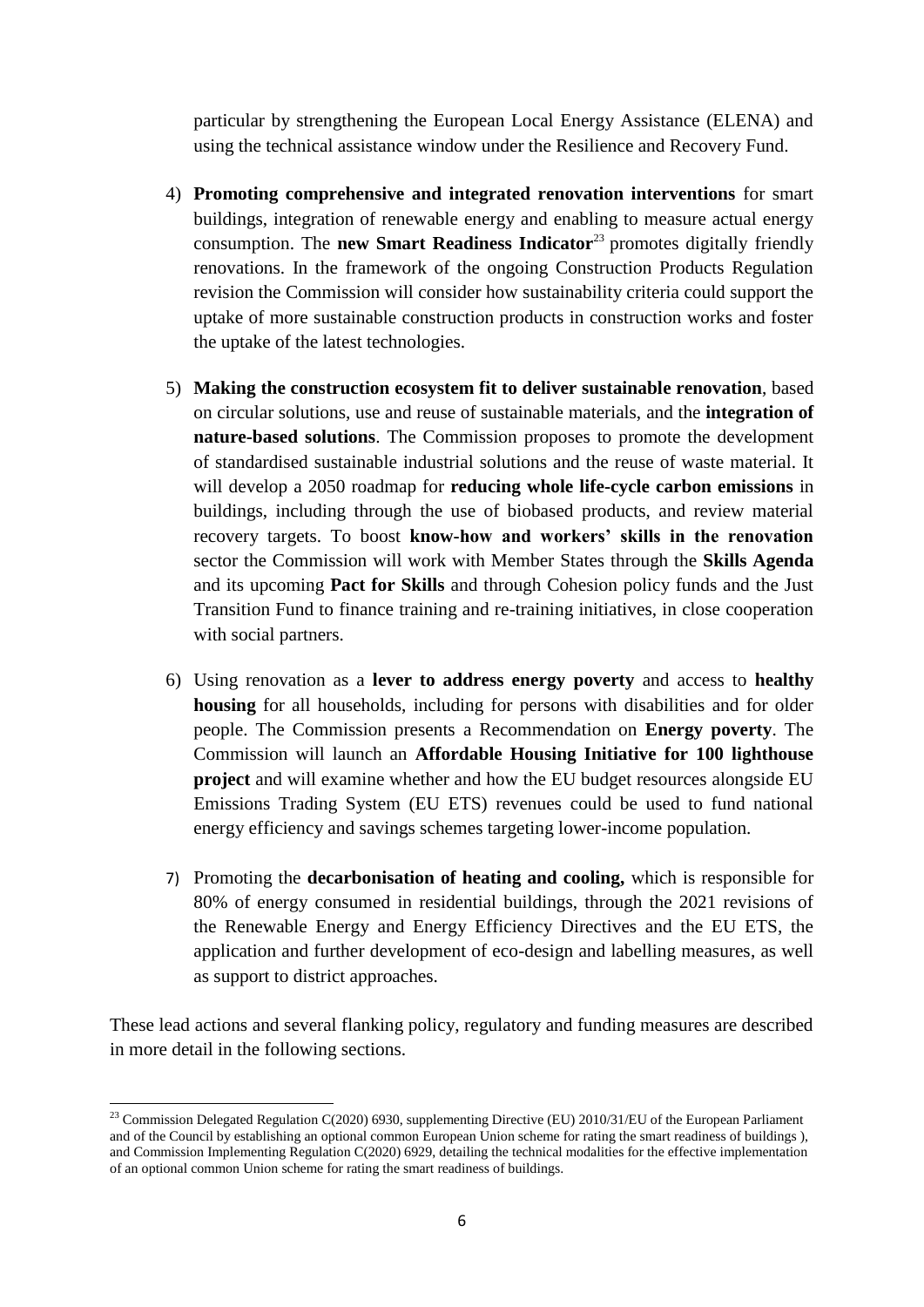particular by strengthening the European Local Energy Assistance (ELENA) and using the technical assistance window under the Resilience and Recovery Fund.

4) **Promoting comprehensive and integrated renovation interventions** for smart buildings, integration of renewable energy and enabling to measure actual energy consumption. The **new Smart Readiness Indicator**[23] promotes digitally friendly renovations. In the framework of the ongoing Construction Products Regulation revision the Commission will consider how sustainability criteria could support the uptake of more sustainable construction products in construction works and foster the uptake of the latest technologies.

5) **Making the construction ecosystem fit to deliver sustainable renovation**, based on circular solutions, use and reuse of sustainable materials, and the **integration of nature-based solutions**. The Commission proposes to promote the development of standardised sustainable industrial solutions and the reuse of waste material. It will develop a 2050 roadmap for **reducing whole life-cycle carbon emissions** in buildings, including through the use of biobased products, and review material recovery targets. To boost **know-how and workers' skills in the renovation** sector the Commission will work with Member States through the **Skills Agenda** and its upcoming **Pact for Skills** and through Cohesion policy funds and the Just Transition Fund to finance training and re-training initiatives, in close cooperation with social partners.

6) Using renovation as a **lever to address energy poverty** and access to **healthy housing** for all households, including for persons with disabilities and for older people. The Commission presents a Recommendation on **Energy poverty**. The Commission will launch an **Affordable Housing Initiative for 100 lighthouse project** and will examine whether and how the EU budget resources alongside EU Emissions Trading System (EU ETS) revenues could be used to fund national energy efficiency and savings schemes targeting lower-income population.

7) Promoting the **decarbonisation of heating and cooling,** which is responsible for 80% of energy consumed in residential buildings, through the 2021 revisions of the Renewable Energy and Energy Efficiency Directives and the EU ETS, the application and further development of eco-design and labelling measures, as well as support to district approaches.

These lead actions and several flanking policy, regulatory and funding measures are described in more detail in the following sections.

---

[23] Commission Delegated Regulation C(2020) 6930, supplementing Directive (EU) 2010/31/EU of the European Parliament and of the Council by establishing an optional common European Union scheme for rating the smart readiness of buildings ), and Commission Implementing Regulation C(2020) 6929, detailing the technical modalities for the effective implementation of an optional common Union scheme for rating the smart readiness of buildings.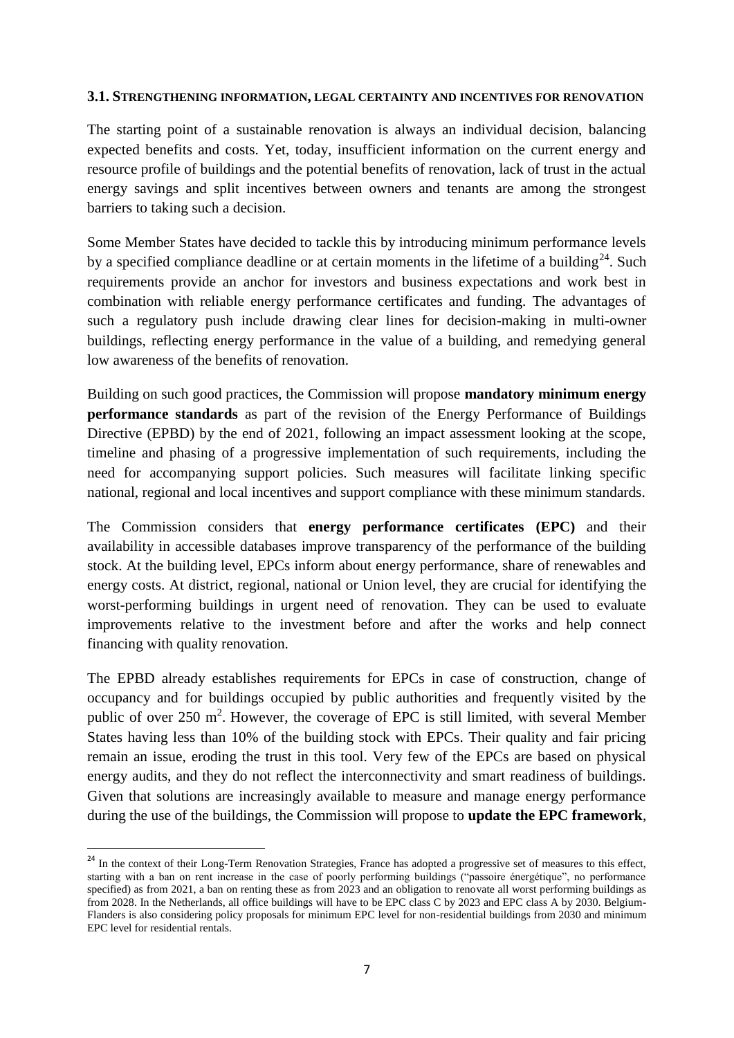### 3.1. STRENGTHENING INFORMATION, LEGAL CERTAINTY AND INCENTIVES FOR RENOVATION

The starting point of a sustainable renovation is always an individual decision, balancing expected benefits and costs. Yet, today, insufficient information on the current energy and resource profile of buildings and the potential benefits of renovation, lack of trust in the actual energy savings and split incentives between owners and tenants are among the strongest barriers to taking such a decision.

Some Member States have decided to tackle this by introducing minimum performance levels by a specified compliance deadline or at certain moments in the lifetime of a building[24]. Such requirements provide an anchor for investors and business expectations and work best in combination with reliable energy performance certificates and funding. The advantages of such a regulatory push include drawing clear lines for decision-making in multi-owner buildings, reflecting energy performance in the value of a building, and remedying general low awareness of the benefits of renovation.

Building on such good practices, the Commission will propose **mandatory minimum energy performance standards** as part of the revision of the Energy Performance of Buildings Directive (EPBD) by the end of 2021, following an impact assessment looking at the scope, timeline and phasing of a progressive implementation of such requirements, including the need for accompanying support policies. Such measures will facilitate linking specific national, regional and local incentives and support compliance with these minimum standards.

The Commission considers that **energy performance certificates (EPC)** and their availability in accessible databases improve transparency of the performance of the building stock. At the building level, EPCs inform about energy performance, share of renewables and energy costs. At district, regional, national or Union level, they are crucial for identifying the worst-performing buildings in urgent need of renovation. They can be used to evaluate improvements relative to the investment before and after the works and help connect financing with quality renovation.

The EPBD already establishes requirements for EPCs in case of construction, change of occupancy and for buildings occupied by public authorities and frequently visited by the public of over 250 $m^2$. However, the coverage of EPC is still limited, with several Member States having less than 10% of the building stock with EPCs. Their quality and fair pricing remain an issue, eroding the trust in this tool. Very few of the EPCs are based on physical energy audits, and they do not reflect the interconnectivity and smart readiness of buildings. Given that solutions are increasingly available to measure and manage energy performance during the use of the buildings, the Commission will propose to **update the EPC framework**,

---

[24] In the context of their Long-Term Renovation Strategies, France has adopted a progressive set of measures to this effect, starting with a ban on rent increase in the case of poorly performing buildings ("passoire énergétique", no performance specified) as from 2021, a ban on renting these as from 2023 and an obligation to renovate all worst performing buildings as from 2028. In the Netherlands, all office buildings will have to be EPC class C by 2023 and EPC class A by 2030. Belgium-Flanders is also considering policy proposals for minimum EPC level for non-residential buildings from 2030 and minimum EPC level for residential rentals.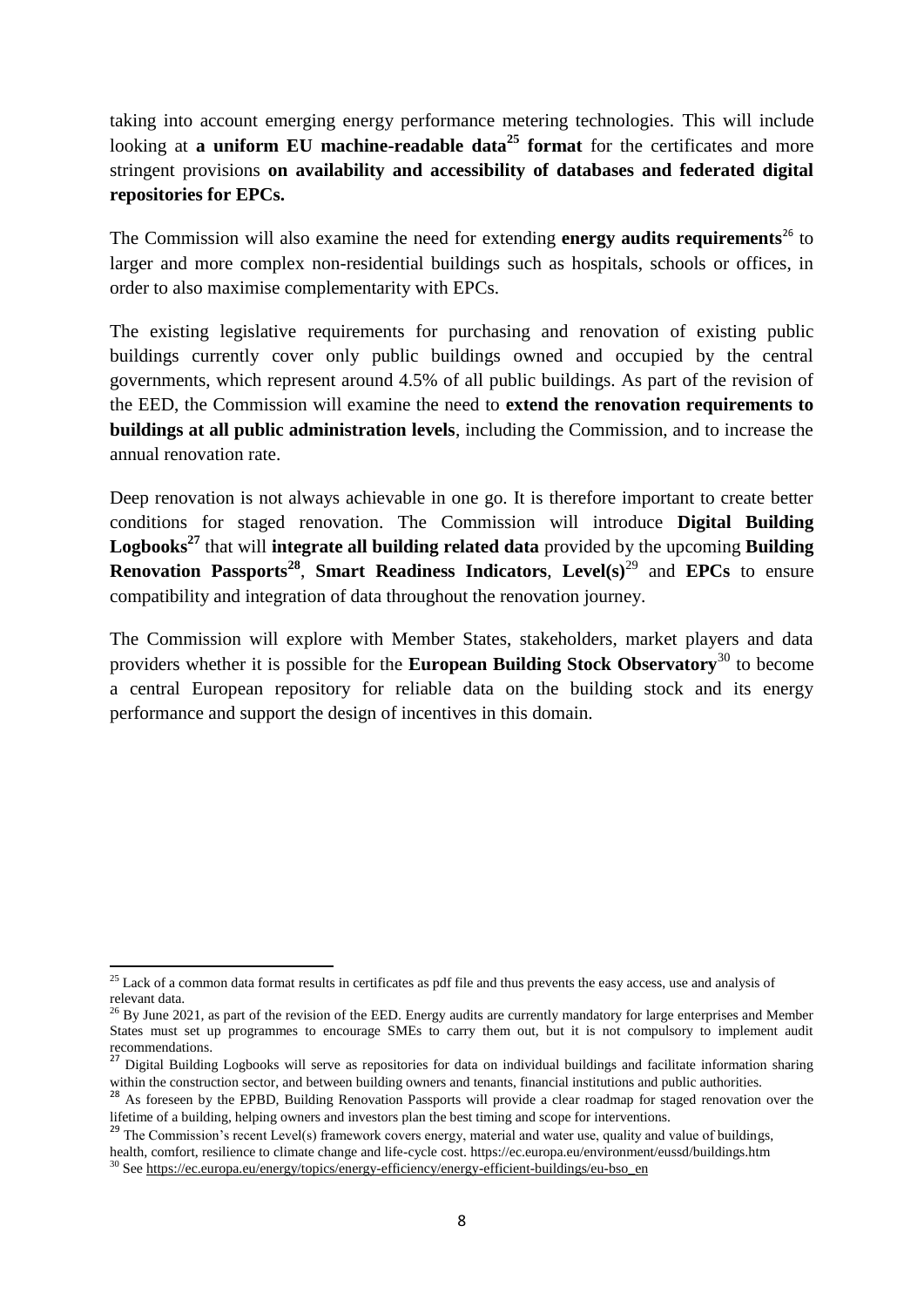taking into account emerging energy performance metering technologies. This will include looking at **a uniform EU machine-readable data**[25] **format** for the certificates and more stringent provisions **on availability and accessibility of databases and federated digital repositories for EPCs.**

The Commission will also examine the need for extending **energy audits requirements**[26] to larger and more complex non-residential buildings such as hospitals, schools or offices, in order to also maximise complementarity with EPCs.

The existing legislative requirements for purchasing and renovation of existing public buildings currently cover only public buildings owned and occupied by the central governments, which represent around 4.5% of all public buildings. As part of the revision of the EED, the Commission will examine the need to **extend the renovation requirements to buildings at all public administration levels**, including the Commission, and to increase the annual renovation rate.

Deep renovation is not always achievable in one go. It is therefore important to create better conditions for staged renovation. The Commission will introduce **Digital Building Logbooks**[27] that will **integrate all building related data** provided by the upcoming **Building Renovation Passports**[28], **Smart Readiness Indicators**, **Level(s)**[29] and **EPCs** to ensure compatibility and integration of data throughout the renovation journey.

The Commission will explore with Member States, stakeholders, market players and data providers whether it is possible for the **European Building Stock Observatory**[30] to become a central European repository for reliable data on the building stock and its energy performance and support the design of incentives in this domain.

---

[25] Lack of a common data format results in certificates as pdf file and thus prevents the easy access, use and analysis of relevant data.

[26] By June 2021, as part of the revision of the EED. Energy audits are currently mandatory for large enterprises and Member States must set up programmes to encourage SMEs to carry them out, but it is not compulsory to implement audit recommendations.

[27] Digital Building Logbooks will serve as repositories for data on individual buildings and facilitate information sharing within the construction sector, and between building owners and tenants, financial institutions and public authorities.

[28] As foreseen by the EPBD, Building Renovation Passports will provide a clear roadmap for staged renovation over the lifetime of a building, helping owners and investors plan the best timing and scope for interventions.

[29] The Commission's recent Level(s) framework covers energy, material and water use, quality and value of buildings, health, comfort, resilience to climate change and life-cycle cost. https://ec.europa.eu/environment/eussd/buildings.htm

[30] See https://ec.europa.eu/energy/topics/energy-efficiency/energy-efficient-buildings/eu-bso_en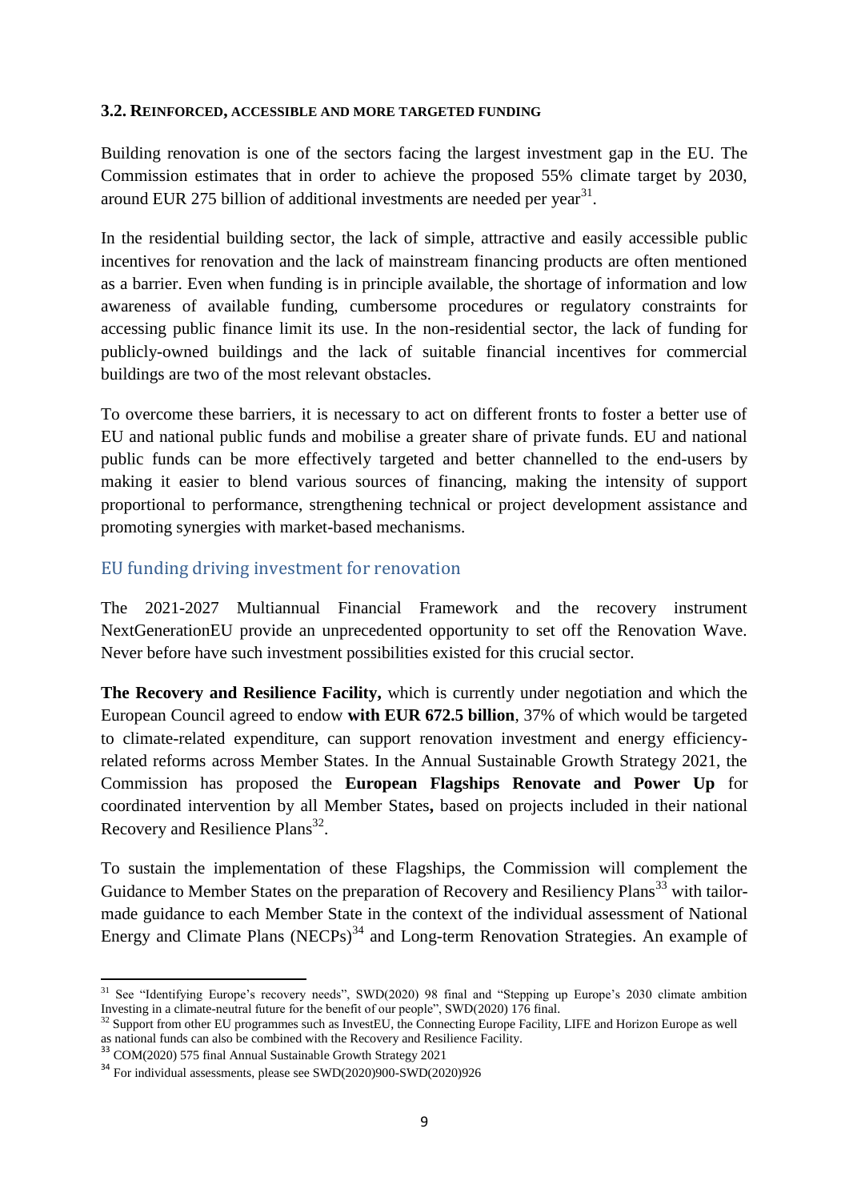### 3.2. REINFORCED, ACCESSIBLE AND MORE TARGETED FUNDING

Building renovation is one of the sectors facing the largest investment gap in the EU. The Commission estimates that in order to achieve the proposed 55% climate target by 2030, around EUR 275 billion of additional investments are needed per year[31].

In the residential building sector, the lack of simple, attractive and easily accessible public incentives for renovation and the lack of mainstream financing products are often mentioned as a barrier. Even when funding is in principle available, the shortage of information and low awareness of available funding, cumbersome procedures or regulatory constraints for accessing public finance limit its use. In the non-residential sector, the lack of funding for publicly-owned buildings and the lack of suitable financial incentives for commercial buildings are two of the most relevant obstacles.

To overcome these barriers, it is necessary to act on different fronts to foster a better use of EU and national public funds and mobilise a greater share of private funds. EU and national public funds can be more effectively targeted and better channelled to the end-users by making it easier to blend various sources of financing, making the intensity of support proportional to performance, strengthening technical or project development assistance and promoting synergies with market-based mechanisms.

#### EU funding driving investment for renovation

The 2021-2027 Multiannual Financial Framework and the recovery instrument NextGenerationEU provide an unprecedented opportunity to set off the Renovation Wave. Never before have such investment possibilities existed for this crucial sector.

**The Recovery and Resilience Facility,** which is currently under negotiation and which the European Council agreed to endow **with EUR 672.5 billion**, 37% of which would be targeted to climate-related expenditure, can support renovation investment and energy efficiency-related reforms across Member States. In the Annual Sustainable Growth Strategy 2021, the Commission has proposed the **European Flagships Renovate and Power Up** for coordinated intervention by all Member States**,** based on projects included in their national Recovery and Resilience Plans[32].

To sustain the implementation of these Flagships, the Commission will complement the Guidance to Member States on the preparation of Recovery and Resiliency Plans[33] with tailor-made guidance to each Member State in the context of the individual assessment of National Energy and Climate Plans (NECPs)[34] and Long-term Renovation Strategies. An example of

---

[31] See "Identifying Europe's recovery needs", SWD(2020) 98 final and "Stepping up Europe's 2030 climate ambition Investing in a climate-neutral future for the benefit of our people", SWD(2020) 176 final.

[32] Support from other EU programmes such as InvestEU, the Connecting Europe Facility, LIFE and Horizon Europe as well as national funds can also be combined with the Recovery and Resilience Facility.

[33] COM(2020) 575 final Annual Sustainable Growth Strategy 2021

[34] For individual assessments, please see SWD(2020)900-SWD(2020)926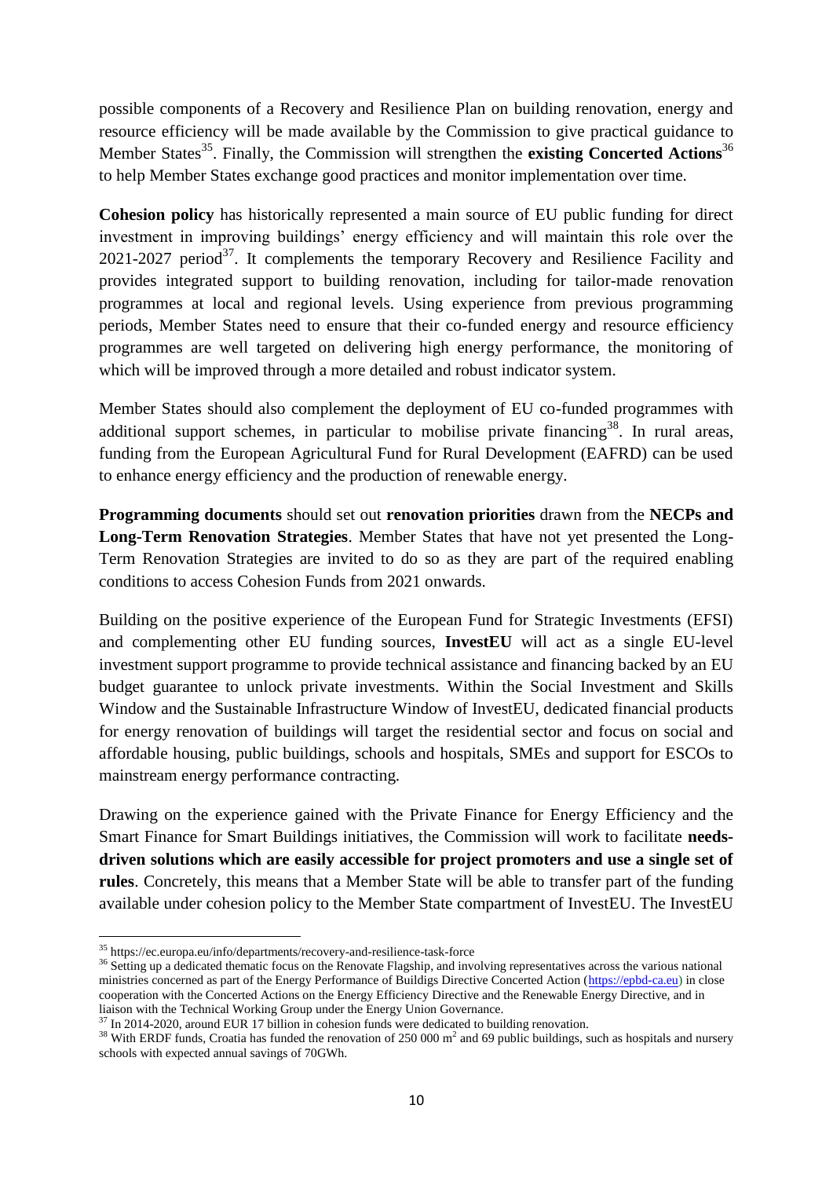possible components of a Recovery and Resilience Plan on building renovation, energy and resource efficiency will be made available by the Commission to give practical guidance to Member States[35]. Finally, the Commission will strengthen the **existing Concerted Actions**[36] to help Member States exchange good practices and monitor implementation over time.

**Cohesion policy** has historically represented a main source of EU public funding for direct investment in improving buildings' energy efficiency and will maintain this role over the 2021-2027 period[37]. It complements the temporary Recovery and Resilience Facility and provides integrated support to building renovation, including for tailor-made renovation programmes at local and regional levels. Using experience from previous programming periods, Member States need to ensure that their co-funded energy and resource efficiency programmes are well targeted on delivering high energy performance, the monitoring of which will be improved through a more detailed and robust indicator system.

Member States should also complement the deployment of EU co-funded programmes with additional support schemes, in particular to mobilise private financing[38]. In rural areas, funding from the European Agricultural Fund for Rural Development (EAFRD) can be used to enhance energy efficiency and the production of renewable energy.

**Programming documents** should set out **renovation priorities** drawn from the **NECPs and Long-Term Renovation Strategies**. Member States that have not yet presented the Long-Term Renovation Strategies are invited to do so as they are part of the required enabling conditions to access Cohesion Funds from 2021 onwards.

Building on the positive experience of the European Fund for Strategic Investments (EFSI) and complementing other EU funding sources, **InvestEU** will act as a single EU-level investment support programme to provide technical assistance and financing backed by an EU budget guarantee to unlock private investments. Within the Social Investment and Skills Window and the Sustainable Infrastructure Window of InvestEU, dedicated financial products for energy renovation of buildings will target the residential sector and focus on social and affordable housing, public buildings, schools and hospitals, SMEs and support for ESCOs to mainstream energy performance contracting.

Drawing on the experience gained with the Private Finance for Energy Efficiency and the Smart Finance for Smart Buildings initiatives, the Commission will work to facilitate **needs-driven solutions which are easily accessible for project promoters and use a single set of rules**. Concretely, this means that a Member State will be able to transfer part of the funding available under cohesion policy to the Member State compartment of InvestEU. The InvestEU

---

[35] https://ec.europa.eu/info/departments/recovery-and-resilience-task-force

[36] Setting up a dedicated thematic focus on the Renovate Flagship, and involving representatives across the various national ministries concerned as part of the Energy Performance of Buildigs Directive Concerted Action (https://epbd-ca.eu) in close cooperation with the Concerted Actions on the Energy Efficiency Directive and the Renewable Energy Directive, and in liaison with the Technical Working Group under the Energy Union Governance.

[37] In 2014-2020, around EUR 17 billion in cohesion funds were dedicated to building renovation.

[38] With ERDF funds, Croatia has funded the renovation of 250 000 $m^2$ and 69 public buildings, such as hospitals and nursery schools with expected annual savings of 70GWh.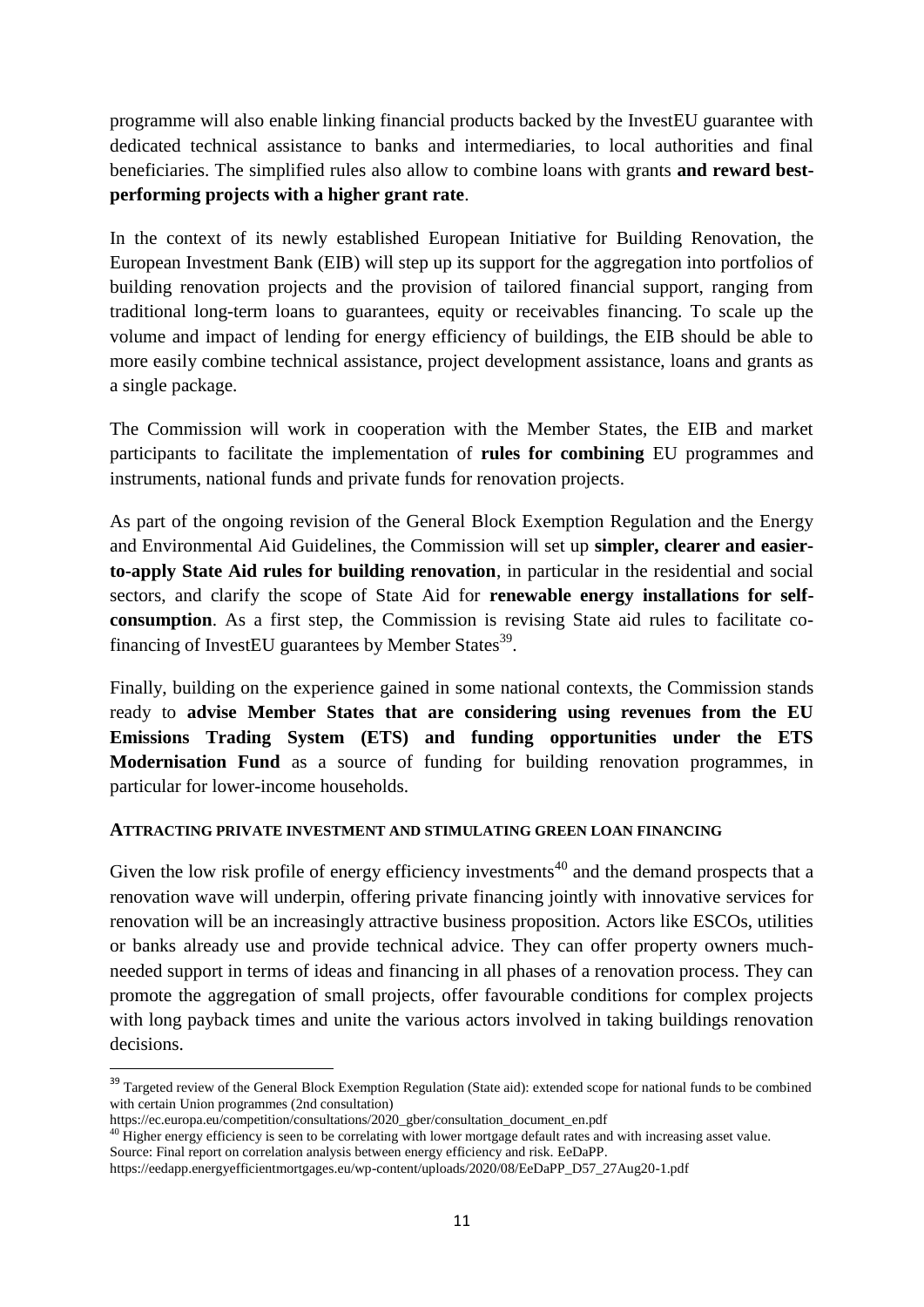programme will also enable linking financial products backed by the InvestEU guarantee with dedicated technical assistance to banks and intermediaries, to local authorities and final beneficiaries. The simplified rules also allow to combine loans with grants **and reward best-performing projects with a higher grant rate**.

In the context of its newly established European Initiative for Building Renovation, the European Investment Bank (EIB) will step up its support for the aggregation into portfolios of building renovation projects and the provision of tailored financial support, ranging from traditional long-term loans to guarantees, equity or receivables financing. To scale up the volume and impact of lending for energy efficiency of buildings, the EIB should be able to more easily combine technical assistance, project development assistance, loans and grants as a single package.

The Commission will work in cooperation with the Member States, the EIB and market participants to facilitate the implementation of **rules for combining** EU programmes and instruments, national funds and private funds for renovation projects.

As part of the ongoing revision of the General Block Exemption Regulation and the Energy and Environmental Aid Guidelines, the Commission will set up **simpler, clearer and easier-to-apply State Aid rules for building renovation**, in particular in the residential and social sectors, and clarify the scope of State Aid for **renewable energy installations for self-consumption**. As a first step, the Commission is revising State aid rules to facilitate co-financing of InvestEU guarantees by Member States[39].

Finally, building on the experience gained in some national contexts, the Commission stands ready to **advise Member States that are considering using revenues from the EU Emissions Trading System (ETS) and funding opportunities under the ETS Modernisation Fund** as a source of funding for building renovation programmes, in particular for lower-income households.

#### ATTRACTING PRIVATE INVESTMENT AND STIMULATING GREEN LOAN FINANCING

Given the low risk profile of energy efficiency investments[40] and the demand prospects that a renovation wave will underpin, offering private financing jointly with innovative services for renovation will be an increasingly attractive business proposition. Actors like ESCOs, utilities or banks already use and provide technical advice. They can offer property owners much-needed support in terms of ideas and financing in all phases of a renovation process. They can promote the aggregation of small projects, offer favourable conditions for complex projects with long payback times and unite the various actors involved in taking buildings renovation decisions.

---

[39] Targeted review of the General Block Exemption Regulation (State aid): extended scope for national funds to be combined with certain Union programmes (2nd consultation)
https://ec.europa.eu/competition/consultations/2020_gber/consultation_document_en.pdf

[40] Higher energy efficiency is seen to be correlating with lower mortgage default rates and with increasing asset value. Source: Final report on correlation analysis between energy efficiency and risk. EeDaPP.
https://eedapp.energyefficientmortgages.eu/wp-content/uploads/2020/08/EeDaPP_D57_27Aug20-1.pdf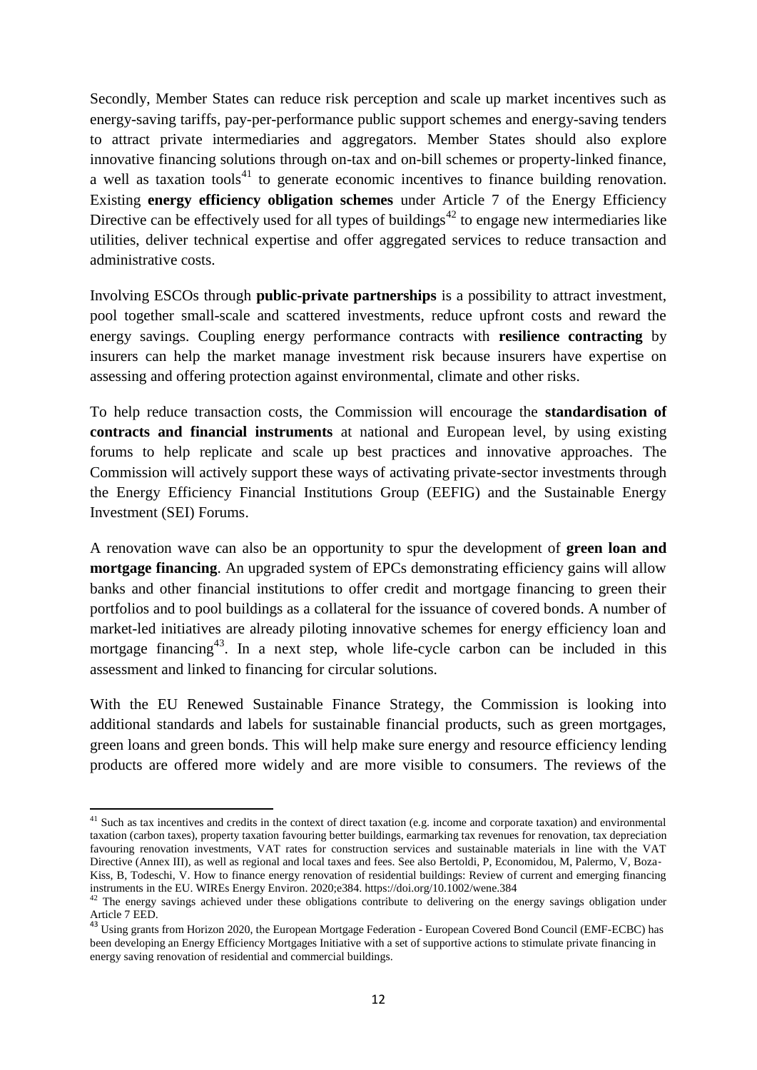Secondly, Member States can reduce risk perception and scale up market incentives such as energy-saving tariffs, pay-per-performance public support schemes and energy-saving tenders to attract private intermediaries and aggregators. Member States should also explore innovative financing solutions through on-tax and on-bill schemes or property-linked finance, a well as taxation tools[41] to generate economic incentives to finance building renovation. Existing **energy efficiency obligation schemes** under Article 7 of the Energy Efficiency Directive can be effectively used for all types of buildings[42] to engage new intermediaries like utilities, deliver technical expertise and offer aggregated services to reduce transaction and administrative costs.

Involving ESCOs through **public-private partnerships** is a possibility to attract investment, pool together small-scale and scattered investments, reduce upfront costs and reward the energy savings. Coupling energy performance contracts with **resilience contracting** by insurers can help the market manage investment risk because insurers have expertise on assessing and offering protection against environmental, climate and other risks.

To help reduce transaction costs, the Commission will encourage the **standardisation of contracts and financial instruments** at national and European level, by using existing forums to help replicate and scale up best practices and innovative approaches. The Commission will actively support these ways of activating private-sector investments through the Energy Efficiency Financial Institutions Group (EEFIG) and the Sustainable Energy Investment (SEI) Forums.

A renovation wave can also be an opportunity to spur the development of **green loan and mortgage financing**. An upgraded system of EPCs demonstrating efficiency gains will allow banks and other financial institutions to offer credit and mortgage financing to green their portfolios and to pool buildings as a collateral for the issuance of covered bonds. A number of market-led initiatives are already piloting innovative schemes for energy efficiency loan and mortgage financing[43]. In a next step, whole life-cycle carbon can be included in this assessment and linked to financing for circular solutions.

With the EU Renewed Sustainable Finance Strategy, the Commission is looking into additional standards and labels for sustainable financial products, such as green mortgages, green loans and green bonds. This will help make sure energy and resource efficiency lending products are offered more widely and are more visible to consumers. The reviews of the

---

[41] Such as tax incentives and credits in the context of direct taxation (e.g. income and corporate taxation) and environmental taxation (carbon taxes), property taxation favouring better buildings, earmarking tax revenues for renovation, tax depreciation favouring renovation investments, VAT rates for construction services and sustainable materials in line with the VAT Directive (Annex III), as well as regional and local taxes and fees. See also Bertoldi, P, Economidou, M, Palermo, V, Boza-Kiss, B, Todeschi, V. How to finance energy renovation of residential buildings: Review of current and emerging financing instruments in the EU. WIREs Energy Environ. 2020;e384. https://doi.org/10.1002/wene.384

[42] The energy savings achieved under these obligations contribute to delivering on the energy savings obligation under Article 7 EED.

[43] Using grants from Horizon 2020, the European Mortgage Federation - European Covered Bond Council (EMF-ECBC) has been developing an Energy Efficiency Mortgages Initiative with a set of supportive actions to stimulate private financing in energy saving renovation of residential and commercial buildings.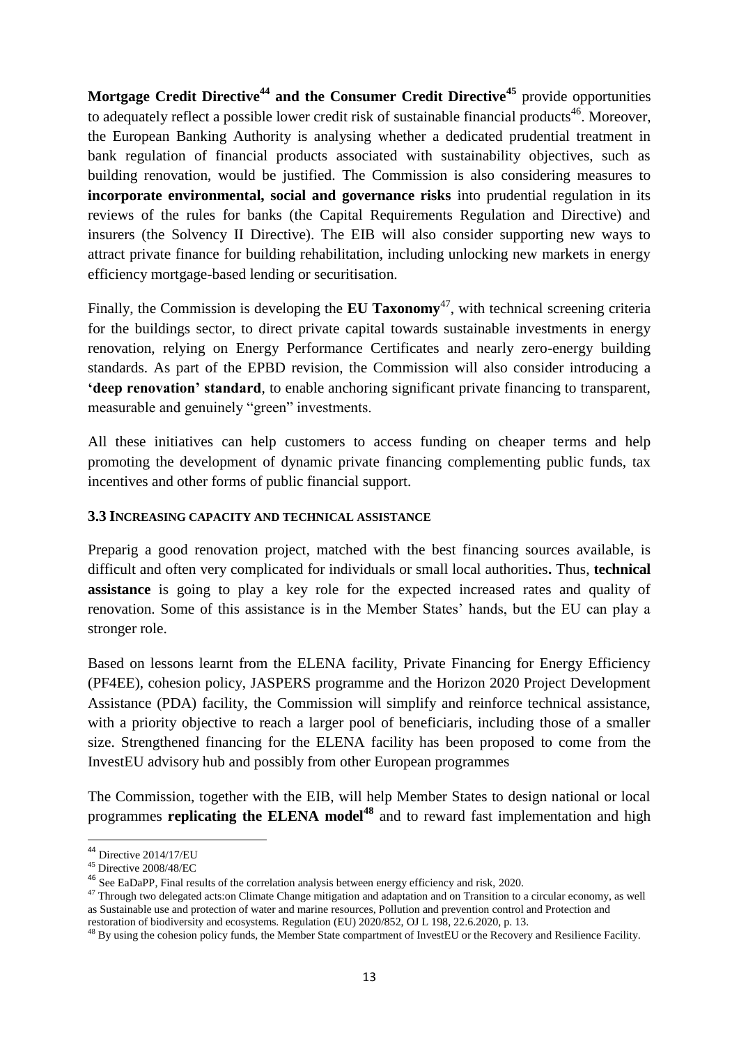**Mortgage Credit Directive**[44] **and the Consumer Credit Directive**[45] provide opportunities to adequately reflect a possible lower credit risk of sustainable financial products[46]. Moreover, the European Banking Authority is analysing whether a dedicated prudential treatment in bank regulation of financial products associated with sustainability objectives, such as building renovation, would be justified. The Commission is also considering measures to **incorporate environmental, social and governance risks** into prudential regulation in its reviews of the rules for banks (the Capital Requirements Regulation and Directive) and insurers (the Solvency II Directive). The EIB will also consider supporting new ways to attract private finance for building rehabilitation, including unlocking new markets in energy efficiency mortgage-based lending or securitisation.

Finally, the Commission is developing the **EU Taxonomy**[47], with technical screening criteria for the buildings sector, to direct private capital towards sustainable investments in energy renovation, relying on Energy Performance Certificates and nearly zero-energy building standards. As part of the EPBD revision, the Commission will also consider introducing a **'deep renovation' standard**, to enable anchoring significant private financing to transparent, measurable and genuinely "green" investments.

All these initiatives can help customers to access funding on cheaper terms and help promoting the development of dynamic private financing complementing public funds, tax incentives and other forms of public financial support.

### 3.3 Increasing capacity and technical assistance

Preparig a good renovation project, matched with the best financing sources available, is difficult and often very complicated for individuals or small local authorities**.** Thus, **technical assistance** is going to play a key role for the expected increased rates and quality of renovation. Some of this assistance is in the Member States' hands, but the EU can play a stronger role.

Based on lessons learnt from the ELENA facility, Private Financing for Energy Efficiency (PF4EE), cohesion policy, JASPERS programme and the Horizon 2020 Project Development Assistance (PDA) facility, the Commission will simplify and reinforce technical assistance, with a priority objective to reach a larger pool of beneficiaris, including those of a smaller size. Strengthened financing for the ELENA facility has been proposed to come from the InvestEU advisory hub and possibly from other European programmes

The Commission, together with the EIB, will help Member States to design national or local programmes **replicating the ELENA model**[48] and to reward fast implementation and high

---

[44] Directive 2014/17/EU

[45] Directive 2008/48/EC

[46] See EaDaPP, Final results of the correlation analysis between energy efficiency and risk, 2020.

[47] Through two delegated acts:on Climate Change mitigation and adaptation and on Transition to a circular economy, as well as Sustainable use and protection of water and marine resources, Pollution and prevention control and Protection and restoration of biodiversity and ecosystems. Regulation (EU) 2020/852, OJ L 198, 22.6.2020, p. 13.

[48] By using the cohesion policy funds, the Member State compartment of InvestEU or the Recovery and Resilience Facility.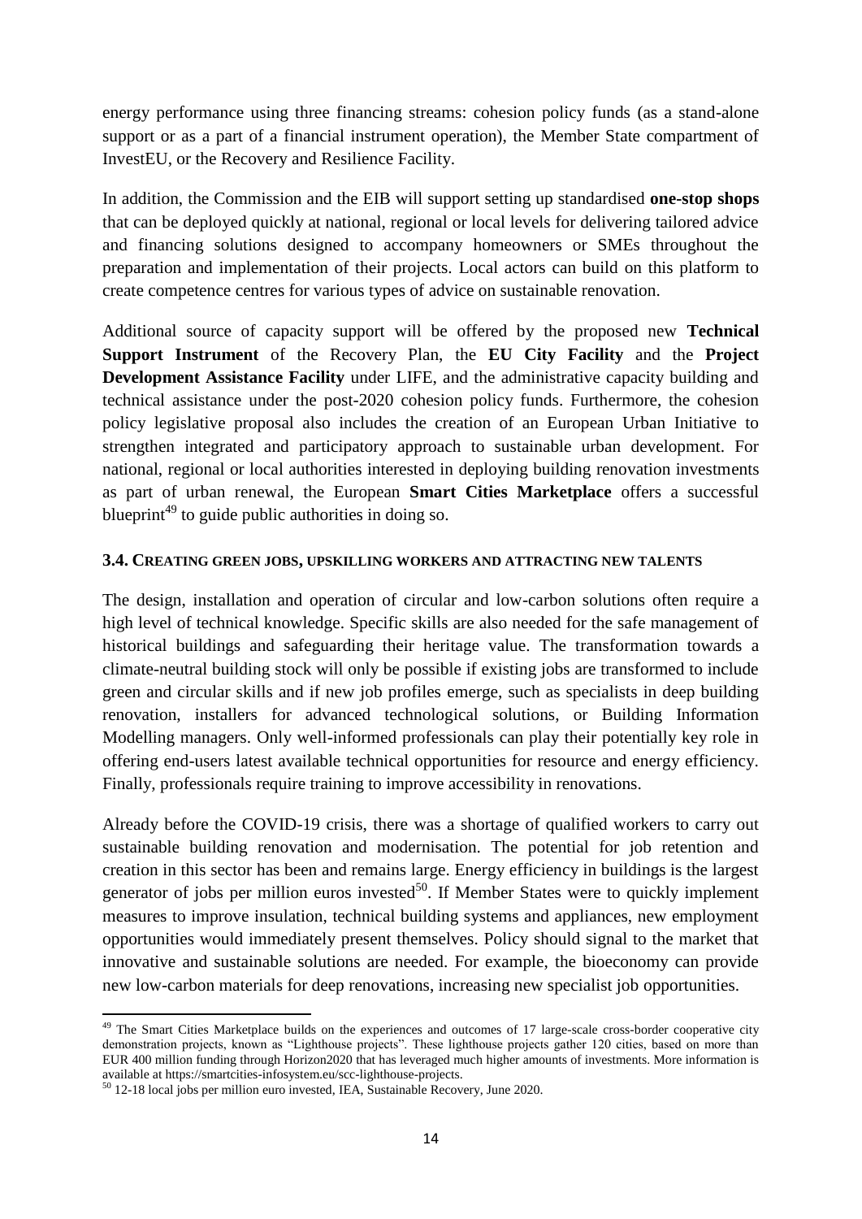energy performance using three financing streams: cohesion policy funds (as a stand-alone support or as a part of a financial instrument operation), the Member State compartment of InvestEU, or the Recovery and Resilience Facility.

In addition, the Commission and the EIB will support setting up standardised **one-stop shops** that can be deployed quickly at national, regional or local levels for delivering tailored advice and financing solutions designed to accompany homeowners or SMEs throughout the preparation and implementation of their projects. Local actors can build on this platform to create competence centres for various types of advice on sustainable renovation.

Additional source of capacity support will be offered by the proposed new **Technical Support Instrument** of the Recovery Plan, the **EU City Facility** and the **Project Development Assistance Facility** under LIFE, and the administrative capacity building and technical assistance under the post-2020 cohesion policy funds. Furthermore, the cohesion policy legislative proposal also includes the creation of an European Urban Initiative to strengthen integrated and participatory approach to sustainable urban development. For national, regional or local authorities interested in deploying building renovation investments as part of urban renewal, the European **Smart Cities Marketplace** offers a successful blueprint[49] to guide public authorities in doing so.

### 3.4. Creating green jobs, upskilling workers and attracting new talents

The design, installation and operation of circular and low-carbon solutions often require a high level of technical knowledge. Specific skills are also needed for the safe management of historical buildings and safeguarding their heritage value. The transformation towards a climate-neutral building stock will only be possible if existing jobs are transformed to include green and circular skills and if new job profiles emerge, such as specialists in deep building renovation, installers for advanced technological solutions, or Building Information Modelling managers. Only well-informed professionals can play their potentially key role in offering end-users latest available technical opportunities for resource and energy efficiency. Finally, professionals require training to improve accessibility in renovations.

Already before the COVID-19 crisis, there was a shortage of qualified workers to carry out sustainable building renovation and modernisation. The potential for job retention and creation in this sector has been and remains large. Energy efficiency in buildings is the largest generator of jobs per million euros invested[50]. If Member States were to quickly implement measures to improve insulation, technical building systems and appliances, new employment opportunities would immediately present themselves. Policy should signal to the market that innovative and sustainable solutions are needed. For example, the bioeconomy can provide new low-carbon materials for deep renovations, increasing new specialist job opportunities.

---

[49] The Smart Cities Marketplace builds on the experiences and outcomes of 17 large-scale cross-border cooperative city demonstration projects, known as "Lighthouse projects". These lighthouse projects gather 120 cities, based on more than EUR 400 million funding through Horizon2020 that has leveraged much higher amounts of investments. More information is available at https://smartcities-infosystem.eu/scc-lighthouse-projects.

[50] 12-18 local jobs per million euro invested, IEA, Sustainable Recovery, June 2020.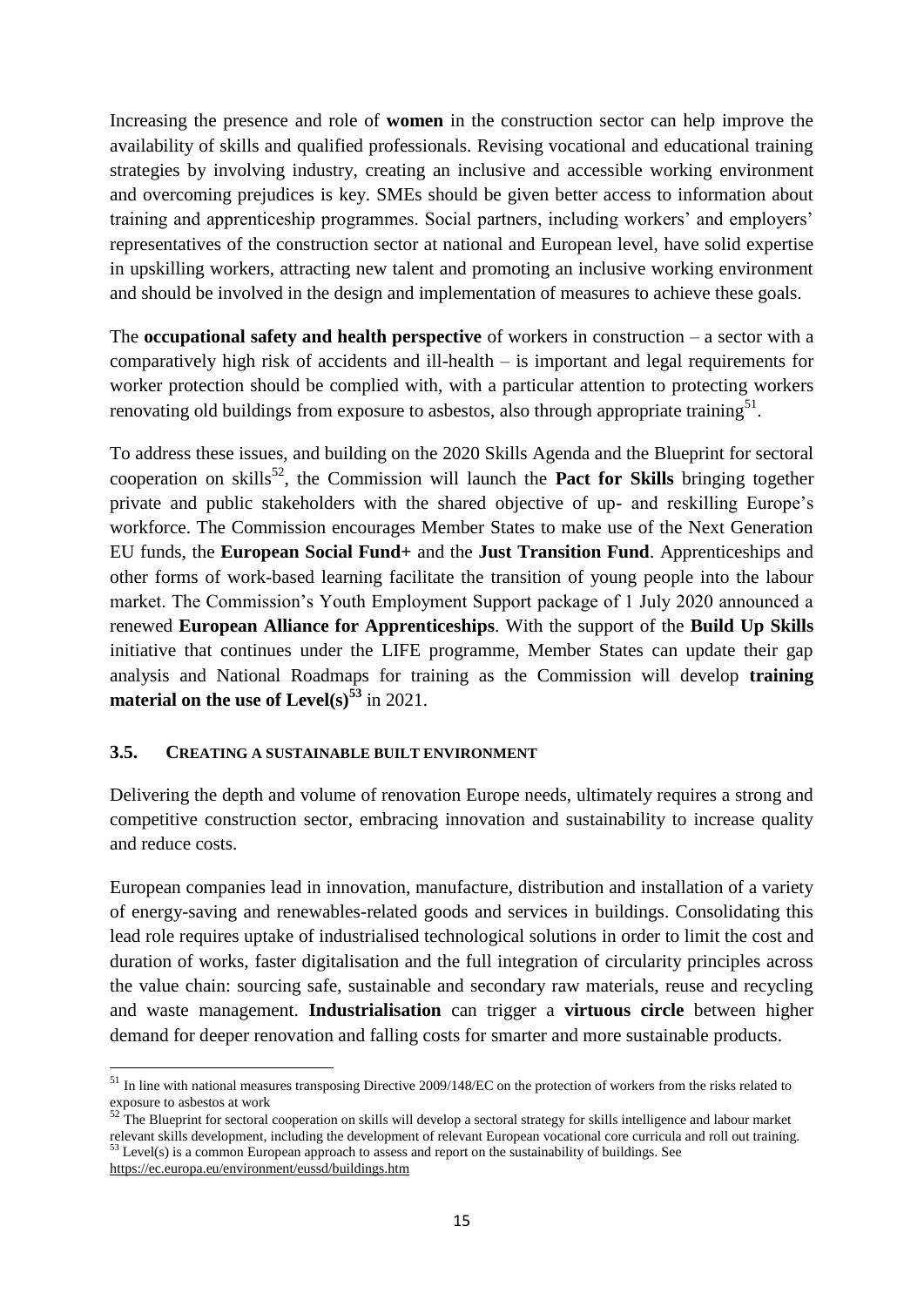Increasing the presence and role of **women** in the construction sector can help improve the availability of skills and qualified professionals. Revising vocational and educational training strategies by involving industry, creating an inclusive and accessible working environment and overcoming prejudices is key. SMEs should be given better access to information about training and apprenticeship programmes. Social partners, including workers' and employers' representatives of the construction sector at national and European level, have solid expertise in upskilling workers, attracting new talent and promoting an inclusive working environment and should be involved in the design and implementation of measures to achieve these goals.

The **occupational safety and health perspective** of workers in construction – a sector with a comparatively high risk of accidents and ill-health – is important and legal requirements for worker protection should be complied with, with a particular attention to protecting workers renovating old buildings from exposure to asbestos, also through appropriate training[51].

To address these issues, and building on the 2020 Skills Agenda and the Blueprint for sectoral cooperation on skills[52], the Commission will launch the **Pact for Skills** bringing together private and public stakeholders with the shared objective of up- and reskilling Europe's workforce. The Commission encourages Member States to make use of the Next Generation EU funds, the **European Social Fund+** and the **Just Transition Fund**. Apprenticeships and other forms of work-based learning facilitate the transition of young people into the labour market. The Commission's Youth Employment Support package of 1 July 2020 announced a renewed **European Alliance for Apprenticeships**. With the support of the **Build Up Skills** initiative that continues under the LIFE programme, Member States can update their gap analysis and National Roadmaps for training as the Commission will develop **training material on the use of Level(s)**[53] in 2021.

### 3.5. CREATING A SUSTAINABLE BUILT ENVIRONMENT

Delivering the depth and volume of renovation Europe needs, ultimately requires a strong and competitive construction sector, embracing innovation and sustainability to increase quality and reduce costs.

European companies lead in innovation, manufacture, distribution and installation of a variety of energy-saving and renewables-related goods and services in buildings. Consolidating this lead role requires uptake of industrialised technological solutions in order to limit the cost and duration of works, faster digitalisation and the full integration of circularity principles across the value chain: sourcing safe, sustainable and secondary raw materials, reuse and recycling and waste management. **Industrialisation** can trigger a **virtuous circle** between higher demand for deeper renovation and falling costs for smarter and more sustainable products.

---

[51] In line with national measures transposing Directive 2009/148/EC on the protection of workers from the risks related to exposure to asbestos at work

[52] The Blueprint for sectoral cooperation on skills will develop a sectoral strategy for skills intelligence and labour market relevant skills development, including the development of relevant European vocational core curricula and roll out training.

[53] Level(s) is a common European approach to assess and report on the sustainability of buildings. See https://ec.europa.eu/environment/eussd/buildings.htm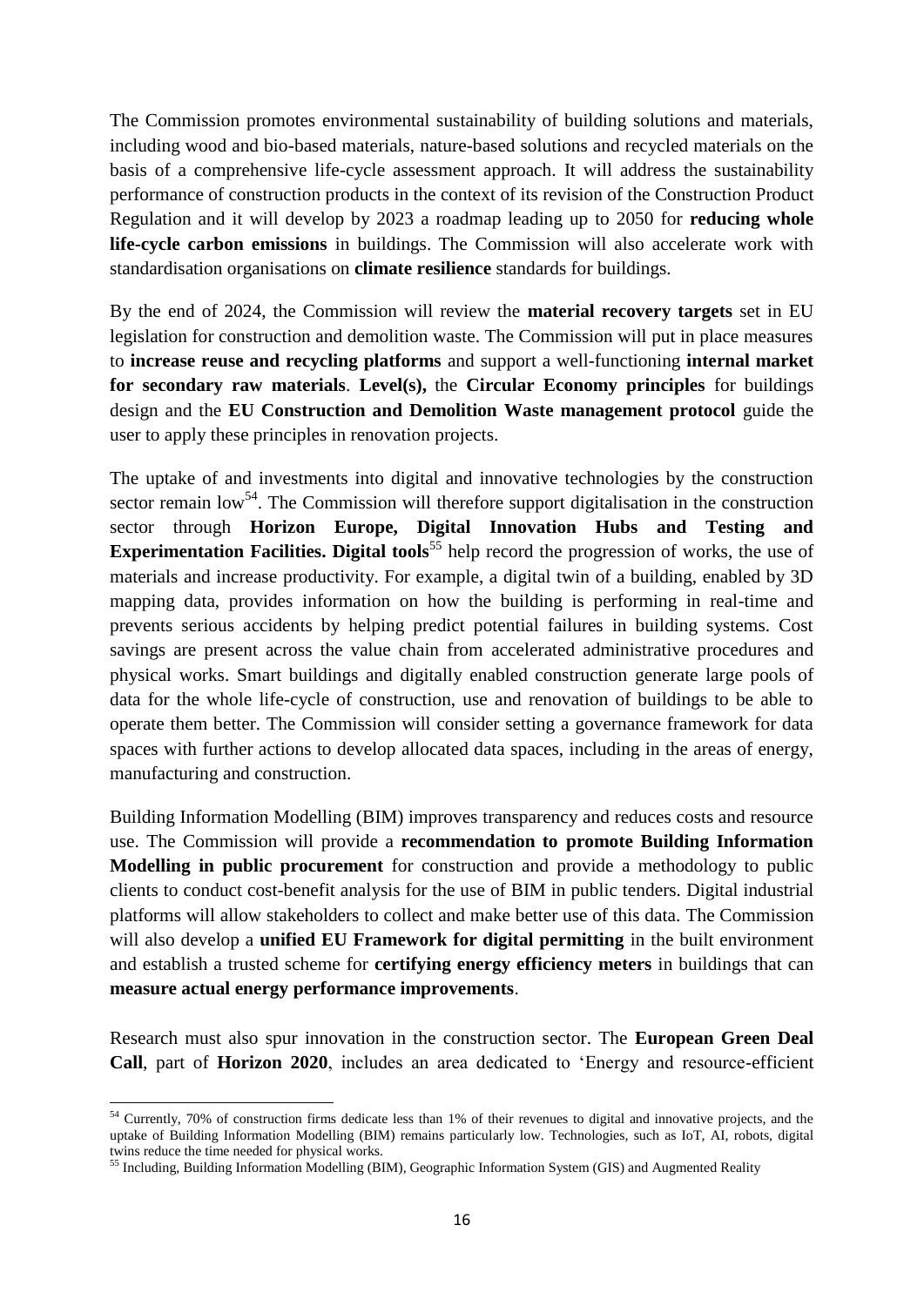The Commission promotes environmental sustainability of building solutions and materials, including wood and bio-based materials, nature-based solutions and recycled materials on the basis of a comprehensive life-cycle assessment approach. It will address the sustainability performance of construction products in the context of its revision of the Construction Product Regulation and it will develop by 2023 a roadmap leading up to 2050 for **reducing whole life-cycle carbon emissions** in buildings. The Commission will also accelerate work with standardisation organisations on **climate resilience** standards for buildings.

By the end of 2024, the Commission will review the **material recovery targets** set in EU legislation for construction and demolition waste. The Commission will put in place measures to **increase reuse and recycling platforms** and support a well-functioning **internal market for secondary raw materials**. **Level(s),** the **Circular Economy principles** for buildings design and the **EU Construction and Demolition Waste management protocol** guide the user to apply these principles in renovation projects.

The uptake of and investments into digital and innovative technologies by the construction sector remain low[54]. The Commission will therefore support digitalisation in the construction sector through **Horizon Europe, Digital Innovation Hubs and Testing and Experimentation Facilities. Digital tools**[55] help record the progression of works, the use of materials and increase productivity. For example, a digital twin of a building, enabled by 3D mapping data, provides information on how the building is performing in real-time and prevents serious accidents by helping predict potential failures in building systems. Cost savings are present across the value chain from accelerated administrative procedures and physical works. Smart buildings and digitally enabled construction generate large pools of data for the whole life-cycle of construction, use and renovation of buildings to be able to operate them better. The Commission will consider setting a governance framework for data spaces with further actions to develop allocated data spaces, including in the areas of energy, manufacturing and construction.

Building Information Modelling (BIM) improves transparency and reduces costs and resource use. The Commission will provide a **recommendation to promote Building Information Modelling in public procurement** for construction and provide a methodology to public clients to conduct cost-benefit analysis for the use of BIM in public tenders. Digital industrial platforms will allow stakeholders to collect and make better use of this data. The Commission will also develop a **unified EU Framework for digital permitting** in the built environment and establish a trusted scheme for **certifying energy efficiency meters** in buildings that can **measure actual energy performance improvements**.

Research must also spur innovation in the construction sector. The **European Green Deal Call**, part of **Horizon 2020**, includes an area dedicated to 'Energy and resource-efficient

---

[54] Currently, 70% of construction firms dedicate less than 1% of their revenues to digital and innovative projects, and the uptake of Building Information Modelling (BIM) remains particularly low. Technologies, such as IoT, AI, robots, digital twins reduce the time needed for physical works.

[55] Including, Building Information Modelling (BIM), Geographic Information System (GIS) and Augmented Reality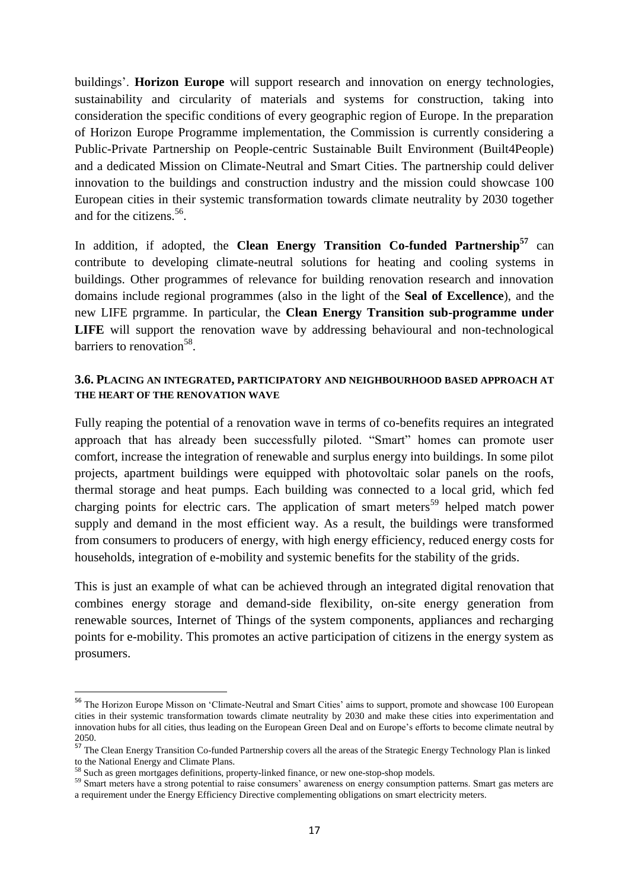buildings'. **Horizon Europe** will support research and innovation on energy technologies, sustainability and circularity of materials and systems for construction, taking into consideration the specific conditions of every geographic region of Europe. In the preparation of Horizon Europe Programme implementation, the Commission is currently considering a Public-Private Partnership on People-centric Sustainable Built Environment (Built4People) and a dedicated Mission on Climate-Neutral and Smart Cities. The partnership could deliver innovation to the buildings and construction industry and the mission could showcase 100 European cities in their systemic transformation towards climate neutrality by 2030 together and for the citizens.[56].

In addition, if adopted, the **Clean Energy Transition Co-funded Partnership**[57] can contribute to developing climate-neutral solutions for heating and cooling systems in buildings. Other programmes of relevance for building renovation research and innovation domains include regional programmes (also in the light of the **Seal of Excellence**), and the new LIFE prgramme. In particular, the **Clean Energy Transition sub-programme under LIFE** will support the renovation wave by addressing behavioural and non-technological barriers to renovation[58].

### 3.6. Placing an integrated, participatory and neighbourhood based approach at the heart of the renovation wave

Fully reaping the potential of a renovation wave in terms of co-benefits requires an integrated approach that has already been successfully piloted. "Smart" homes can promote user comfort, increase the integration of renewable and surplus energy into buildings. In some pilot projects, apartment buildings were equipped with photovoltaic solar panels on the roofs, thermal storage and heat pumps. Each building was connected to a local grid, which fed charging points for electric cars. The application of smart meters[59] helped match power supply and demand in the most efficient way. As a result, the buildings were transformed from consumers to producers of energy, with high energy efficiency, reduced energy costs for households, integration of e-mobility and systemic benefits for the stability of the grids.

This is just an example of what can be achieved through an integrated digital renovation that combines energy storage and demand-side flexibility, on-site energy generation from renewable sources, Internet of Things of the system components, appliances and recharging points for e-mobility. This promotes an active participation of citizens in the energy system as prosumers.

---

[56] The Horizon Europe Misson on 'Climate-Neutral and Smart Cities' aims to support, promote and showcase 100 European cities in their systemic transformation towards climate neutrality by 2030 and make these cities into experimentation and innovation hubs for all cities, thus leading on the European Green Deal and on Europe's efforts to become climate neutral by 2050.

[57] The Clean Energy Transition Co-funded Partnership covers all the areas of the Strategic Energy Technology Plan is linked to the National Energy and Climate Plans.

[58] Such as green mortgages definitions, property-linked finance, or new one-stop-shop models.

[59] Smart meters have a strong potential to raise consumers' awareness on energy consumption patterns. Smart gas meters are a requirement under the Energy Efficiency Directive complementing obligations on smart electricity meters.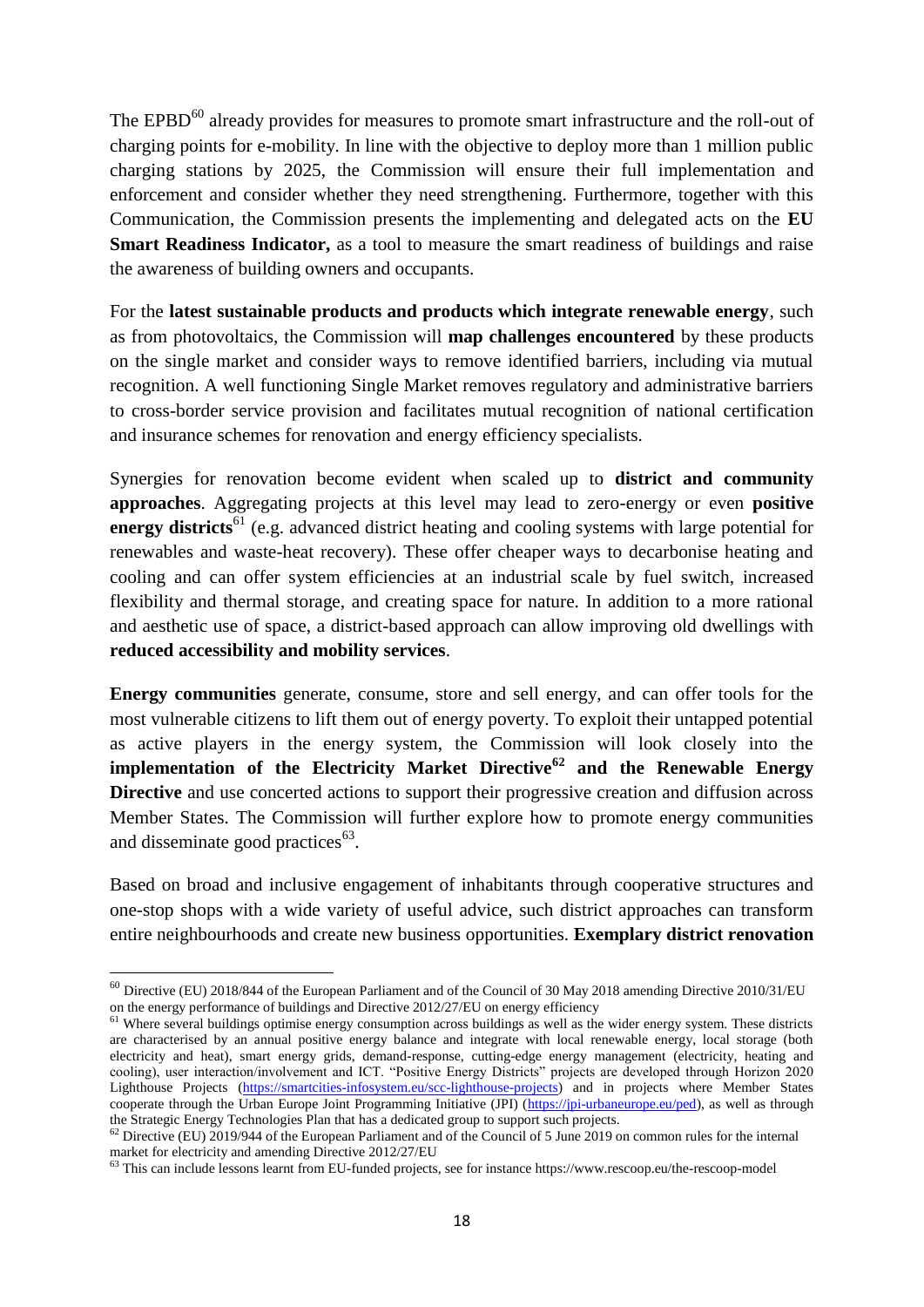The EPBD[60] already provides for measures to promote smart infrastructure and the roll-out of charging points for e-mobility. In line with the objective to deploy more than 1 million public charging stations by 2025, the Commission will ensure their full implementation and enforcement and consider whether they need strengthening. Furthermore, together with this Communication, the Commission presents the implementing and delegated acts on the **EU Smart Readiness Indicator,** as a tool to measure the smart readiness of buildings and raise the awareness of building owners and occupants.

For the **latest sustainable products and products which integrate renewable energy**, such as from photovoltaics, the Commission will **map challenges encountered** by these products on the single market and consider ways to remove identified barriers, including via mutual recognition. A well functioning Single Market removes regulatory and administrative barriers to cross-border service provision and facilitates mutual recognition of national certification and insurance schemes for renovation and energy efficiency specialists.

Synergies for renovation become evident when scaled up to **district and community approaches**. Aggregating projects at this level may lead to zero-energy or even **positive energy districts**[61] (e.g. advanced district heating and cooling systems with large potential for renewables and waste-heat recovery). These offer cheaper ways to decarbonise heating and cooling and can offer system efficiencies at an industrial scale by fuel switch, increased flexibility and thermal storage, and creating space for nature. In addition to a more rational and aesthetic use of space, a district-based approach can allow improving old dwellings with **reduced accessibility and mobility services**.

**Energy communities** generate, consume, store and sell energy, and can offer tools for the most vulnerable citizens to lift them out of energy poverty. To exploit their untapped potential as active players in the energy system, the Commission will look closely into the **implementation of the Electricity Market Directive[62] and the Renewable Energy Directive** and use concerted actions to support their progressive creation and diffusion across Member States. The Commission will further explore how to promote energy communities and disseminate good practices[63].

Based on broad and inclusive engagement of inhabitants through cooperative structures and one-stop shops with a wide variety of useful advice, such district approaches can transform entire neighbourhoods and create new business opportunities. **Exemplary district renovation**

---

[60] Directive (EU) 2018/844 of the European Parliament and of the Council of 30 May 2018 amending Directive 2010/31/EU on the energy performance of buildings and Directive 2012/27/EU on energy efficiency

[61] Where several buildings optimise energy consumption across buildings as well as the wider energy system. These districts are characterised by an annual positive energy balance and integrate with local renewable energy, local storage (both electricity and heat), smart energy grids, demand-response, cutting-edge energy management (electricity, heating and cooling), user interaction/involvement and ICT. "Positive Energy Districts" projects are developed through Horizon 2020 Lighthouse Projects (https://smartcities-infosystem.eu/scc-lighthouse-projects) and in projects where Member States cooperate through the Urban Europe Joint Programming Initiative (JPI) (https://jpi-urbaneurope.eu/ped), as well as through the Strategic Energy Technologies Plan that has a dedicated group to support such projects.

[62] Directive (EU) 2019/944 of the European Parliament and of the Council of 5 June 2019 on common rules for the internal market for electricity and amending Directive 2012/27/EU

[63] This can include lessons learnt from EU-funded projects, see for instance https://www.rescoop.eu/the-rescoop-model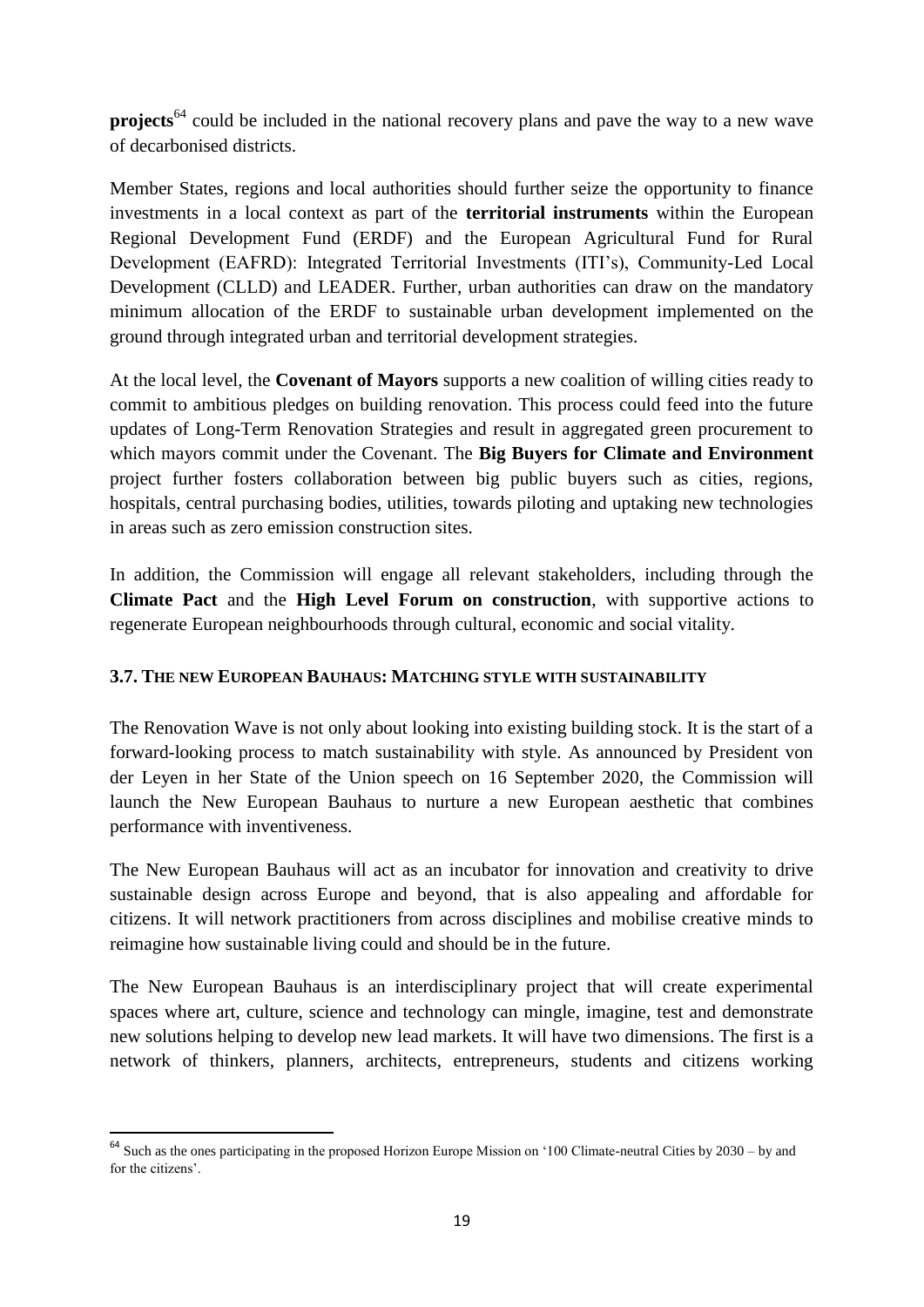**projects**[64] could be included in the national recovery plans and pave the way to a new wave of decarbonised districts.

Member States, regions and local authorities should further seize the opportunity to finance investments in a local context as part of the **territorial instruments** within the European Regional Development Fund (ERDF) and the European Agricultural Fund for Rural Development (EAFRD): Integrated Territorial Investments (ITI's), Community-Led Local Development (CLLD) and LEADER. Further, urban authorities can draw on the mandatory minimum allocation of the ERDF to sustainable urban development implemented on the ground through integrated urban and territorial development strategies.

At the local level, the **Covenant of Mayors** supports a new coalition of willing cities ready to commit to ambitious pledges on building renovation. This process could feed into the future updates of Long-Term Renovation Strategies and result in aggregated green procurement to which mayors commit under the Covenant. The **Big Buyers for Climate and Environment** project further fosters collaboration between big public buyers such as cities, regions, hospitals, central purchasing bodies, utilities, towards piloting and uptaking new technologies in areas such as zero emission construction sites.

In addition, the Commission will engage all relevant stakeholders, including through the **Climate Pact** and the **High Level Forum on construction**, with supportive actions to regenerate European neighbourhoods through cultural, economic and social vitality.

### 3.7. The new European Bauhaus: Matching style with sustainability

The Renovation Wave is not only about looking into existing building stock. It is the start of a forward-looking process to match sustainability with style. As announced by President von der Leyen in her State of the Union speech on 16 September 2020, the Commission will launch the New European Bauhaus to nurture a new European aesthetic that combines performance with inventiveness.

The New European Bauhaus will act as an incubator for innovation and creativity to drive sustainable design across Europe and beyond, that is also appealing and affordable for citizens. It will network practitioners from across disciplines and mobilise creative minds to reimagine how sustainable living could and should be in the future.

The New European Bauhaus is an interdisciplinary project that will create experimental spaces where art, culture, science and technology can mingle, imagine, test and demonstrate new solutions helping to develop new lead markets. It will have two dimensions. The first is a network of thinkers, planners, architects, entrepreneurs, students and citizens working

---

[64] Such as the ones participating in the proposed Horizon Europe Mission on '100 Climate-neutral Cities by 2030 – by and for the citizens'.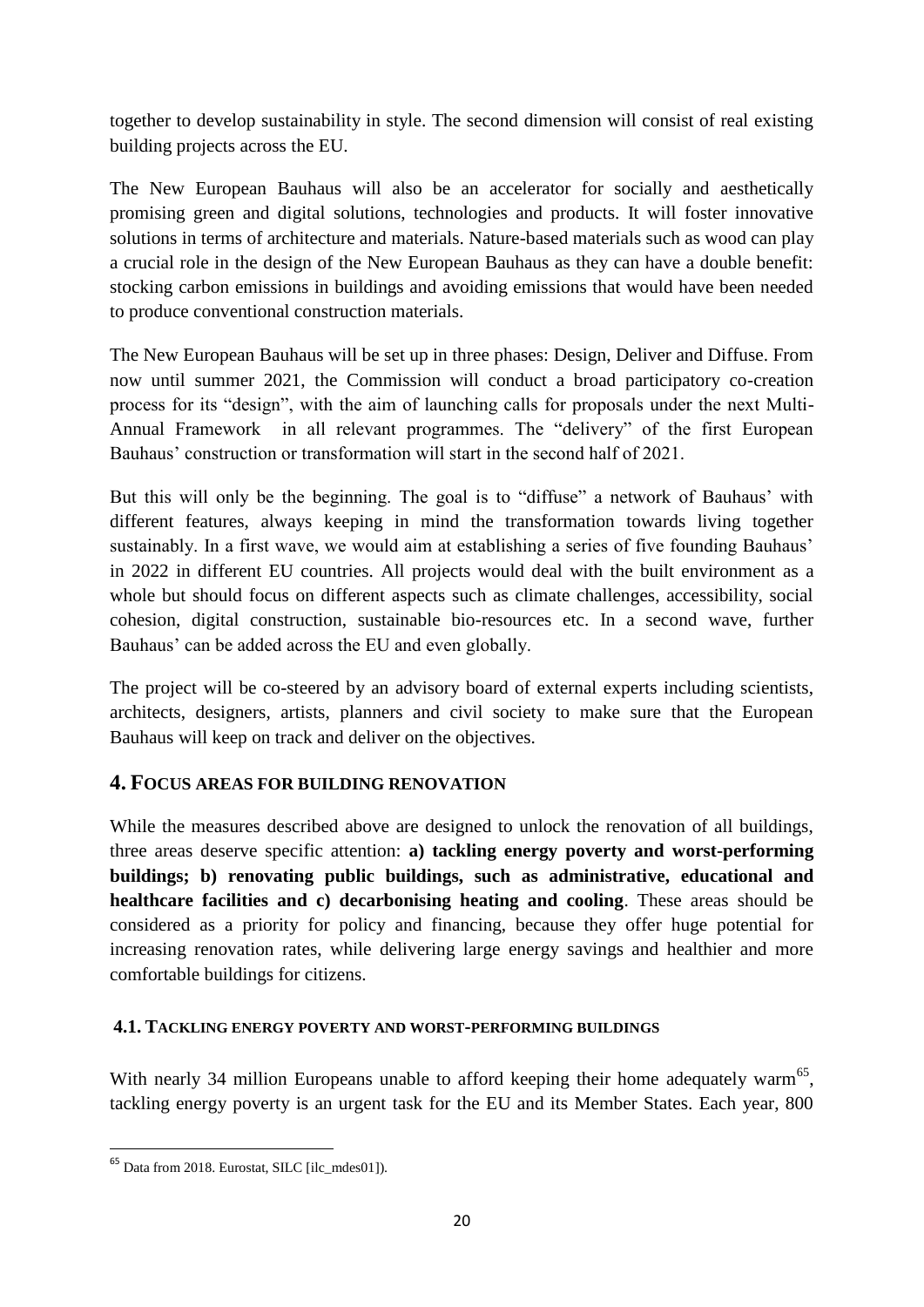together to develop sustainability in style. The second dimension will consist of real existing building projects across the EU.

The New European Bauhaus will also be an accelerator for socially and aesthetically promising green and digital solutions, technologies and products. It will foster innovative solutions in terms of architecture and materials. Nature-based materials such as wood can play a crucial role in the design of the New European Bauhaus as they can have a double benefit: stocking carbon emissions in buildings and avoiding emissions that would have been needed to produce conventional construction materials.

The New European Bauhaus will be set up in three phases: Design, Deliver and Diffuse. From now until summer 2021, the Commission will conduct a broad participatory co-creation process for its "design", with the aim of launching calls for proposals under the next Multi-Annual Framework in all relevant programmes. The "delivery" of the first European Bauhaus' construction or transformation will start in the second half of 2021.

But this will only be the beginning. The goal is to "diffuse" a network of Bauhaus' with different features, always keeping in mind the transformation towards living together sustainably. In a first wave, we would aim at establishing a series of five founding Bauhaus' in 2022 in different EU countries. All projects would deal with the built environment as a whole but should focus on different aspects such as climate challenges, accessibility, social cohesion, digital construction, sustainable bio-resources etc. In a second wave, further Bauhaus' can be added across the EU and even globally.

The project will be co-steered by an advisory board of external experts including scientists, architects, designers, artists, planners and civil society to make sure that the European Bauhaus will keep on track and deliver on the objectives.

## 4. Focus areas for building renovation

While the measures described above are designed to unlock the renovation of all buildings, three areas deserve specific attention: **a) tackling energy poverty and worst-performing buildings; b) renovating public buildings, such as administrative, educational and healthcare facilities and c) decarbonising heating and cooling**. These areas should be considered as a priority for policy and financing, because they offer huge potential for increasing renovation rates, while delivering large energy savings and healthier and more comfortable buildings for citizens.

### 4.1. Tackling energy poverty and worst-performing buildings

With nearly 34 million Europeans unable to afford keeping their home adequately warm[65], tackling energy poverty is an urgent task for the EU and its Member States. Each year, 800

[65] Data from 2018. Eurostat, SILC [ilc_mdes01]).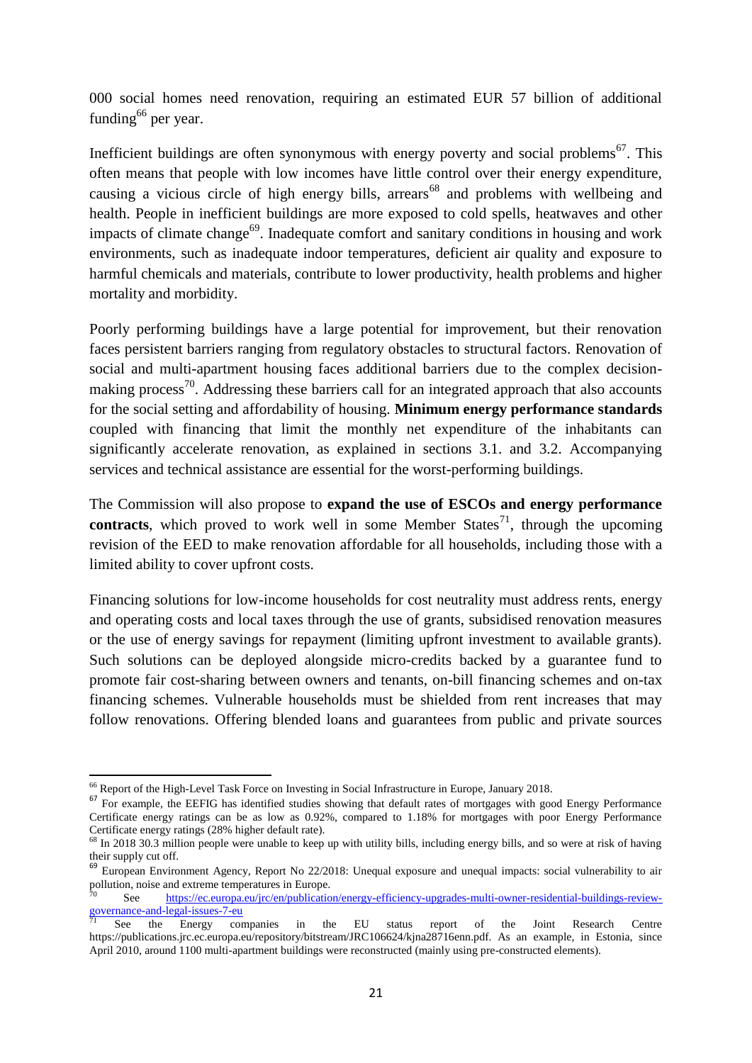000 social homes need renovation, requiring an estimated EUR 57 billion of additional funding[66] per year.

Inefficient buildings are often synonymous with energy poverty and social problems[67]. This often means that people with low incomes have little control over their energy expenditure, causing a vicious circle of high energy bills, arrears[68] and problems with wellbeing and health. People in inefficient buildings are more exposed to cold spells, heatwaves and other impacts of climate change[69]. Inadequate comfort and sanitary conditions in housing and work environments, such as inadequate indoor temperatures, deficient air quality and exposure to harmful chemicals and materials, contribute to lower productivity, health problems and higher mortality and morbidity.

Poorly performing buildings have a large potential for improvement, but their renovation faces persistent barriers ranging from regulatory obstacles to structural factors. Renovation of social and multi-apartment housing faces additional barriers due to the complex decision-making process[70]. Addressing these barriers call for an integrated approach that also accounts for the social setting and affordability of housing. **Minimum energy performance standards** coupled with financing that limit the monthly net expenditure of the inhabitants can significantly accelerate renovation, as explained in sections 3.1. and 3.2. Accompanying services and technical assistance are essential for the worst-performing buildings.

The Commission will also propose to **expand the use of ESCOs and energy performance contracts**, which proved to work well in some Member States[71], through the upcoming revision of the EED to make renovation affordable for all households, including those with a limited ability to cover upfront costs.

Financing solutions for low-income households for cost neutrality must address rents, energy and operating costs and local taxes through the use of grants, subsidised renovation measures or the use of energy savings for repayment (limiting upfront investment to available grants). Such solutions can be deployed alongside micro-credits backed by a guarantee fund to promote fair cost-sharing between owners and tenants, on-bill financing schemes and on-tax financing schemes. Vulnerable households must be shielded from rent increases that may follow renovations. Offering blended loans and guarantees from public and private sources

---

[66] Report of the High-Level Task Force on Investing in Social Infrastructure in Europe, January 2018.

[67] For example, the EEFIG has identified studies showing that default rates of mortgages with good Energy Performance Certificate energy ratings can be as low as 0.92%, compared to 1.18% for mortgages with poor Energy Performance Certificate energy ratings (28% higher default rate).

[68] In 2018 30.3 million people were unable to keep up with utility bills, including energy bills, and so were at risk of having their supply cut off.

[69] European Environment Agency, Report No 22/2018: Unequal exposure and unequal impacts: social vulnerability to air pollution, noise and extreme temperatures in Europe.

[70] See https://ec.europa.eu/jrc/en/publication/energy-efficiency-upgrades-multi-owner-residential-buildings-review-governance-and-legal-issues-7-eu

[71] See the Energy companies in the EU status report of the Joint Research Centre https://publications.jrc.ec.europa.eu/repository/bitstream/JRC106624/kjna28716enn.pdf. As an example, in Estonia, since April 2010, around 1100 multi-apartment buildings were reconstructed (mainly using pre-constructed elements).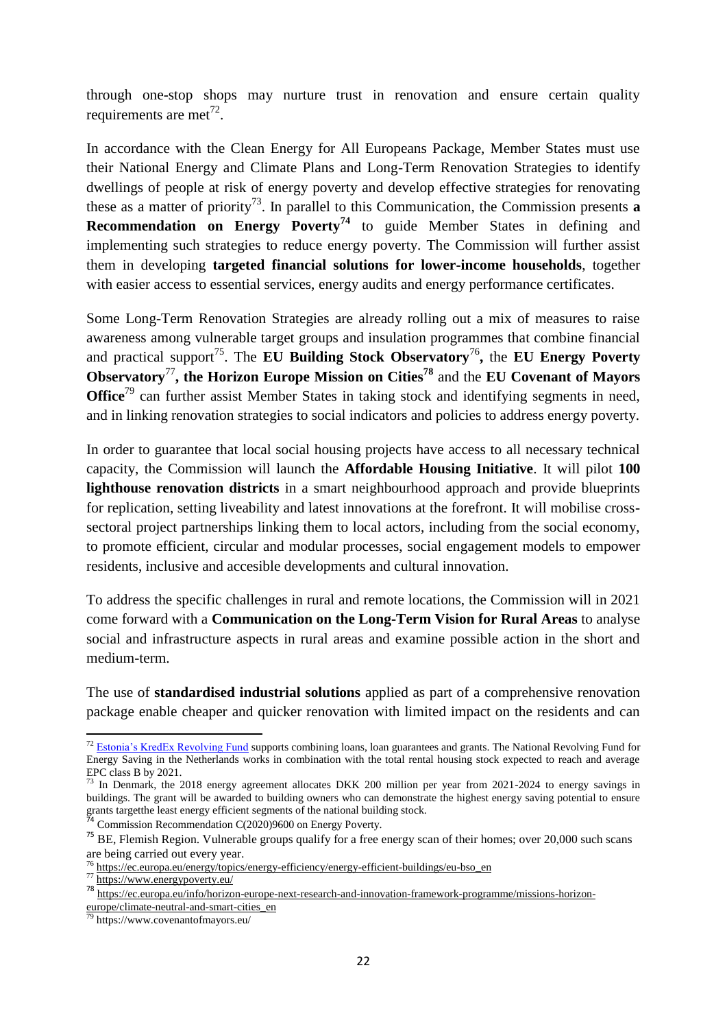through one-stop shops may nurture trust in renovation and ensure certain quality requirements are met[72].

In accordance with the Clean Energy for All Europeans Package, Member States must use their National Energy and Climate Plans and Long-Term Renovation Strategies to identify dwellings of people at risk of energy poverty and develop effective strategies for renovating these as a matter of priority[73]. In parallel to this Communication, the Commission presents **a Recommendation on Energy Poverty[74]** to guide Member States in defining and implementing such strategies to reduce energy poverty. The Commission will further assist them in developing **targeted financial solutions for lower-income households**, together with easier access to essential services, energy audits and energy performance certificates.

Some Long-Term Renovation Strategies are already rolling out a mix of measures to raise awareness among vulnerable target groups and insulation programmes that combine financial and practical support[75]. The **EU Building Stock Observatory**[76]**,** the **EU Energy Poverty Observatory**[77]**, the Horizon Europe Mission on Cities[78]** and the **EU Covenant of Mayors Office**[79] can further assist Member States in taking stock and identifying segments in need, and in linking renovation strategies to social indicators and policies to address energy poverty.

In order to guarantee that local social housing projects have access to all necessary technical capacity, the Commission will launch the **Affordable Housing Initiative**. It will pilot **100 lighthouse renovation districts** in a smart neighbourhood approach and provide blueprints for replication, setting liveability and latest innovations at the forefront. It will mobilise cross-sectoral project partnerships linking them to local actors, including from the social economy, to promote efficient, circular and modular processes, social engagement models to empower residents, inclusive and accesible developments and cultural innovation.

To address the specific challenges in rural and remote locations, the Commission will in 2021 come forward with a **Communication on the Long-Term Vision for Rural Areas** to analyse social and infrastructure aspects in rural areas and examine possible action in the short and medium-term.

The use of **standardised industrial solutions** applied as part of a comprehensive renovation package enable cheaper and quicker renovation with limited impact on the residents and can

---

[72] Estonia's KredEx Revolving Fund supports combining loans, loan guarantees and grants. The National Revolving Fund for Energy Saving in the Netherlands works in combination with the total rental housing stock expected to reach and average EPC class B by 2021.

[73] In Denmark, the 2018 energy agreement allocates DKK 200 million per year from 2021-2024 to energy savings in buildings. The grant will be awarded to building owners who can demonstrate the highest energy saving potential to ensure grants targetthe least energy efficient segments of the national building stock.

[74] Commission Recommendation C(2020)9600 on Energy Poverty.

[75] BE, Flemish Region. Vulnerable groups qualify for a free energy scan of their homes; over 20,000 such scans are being carried out every year.

[76] https://ec.europa.eu/energy/topics/energy-efficiency/energy-efficient-buildings/eu-bso_en

[77] https://www.energypoverty.eu/

[78] https://ec.europa.eu/info/horizon-europe-next-research-and-innovation-framework-programme/missions-horizon-europe/climate-neutral-and-smart-cities_en

[79] https://www.covenantofmayors.eu/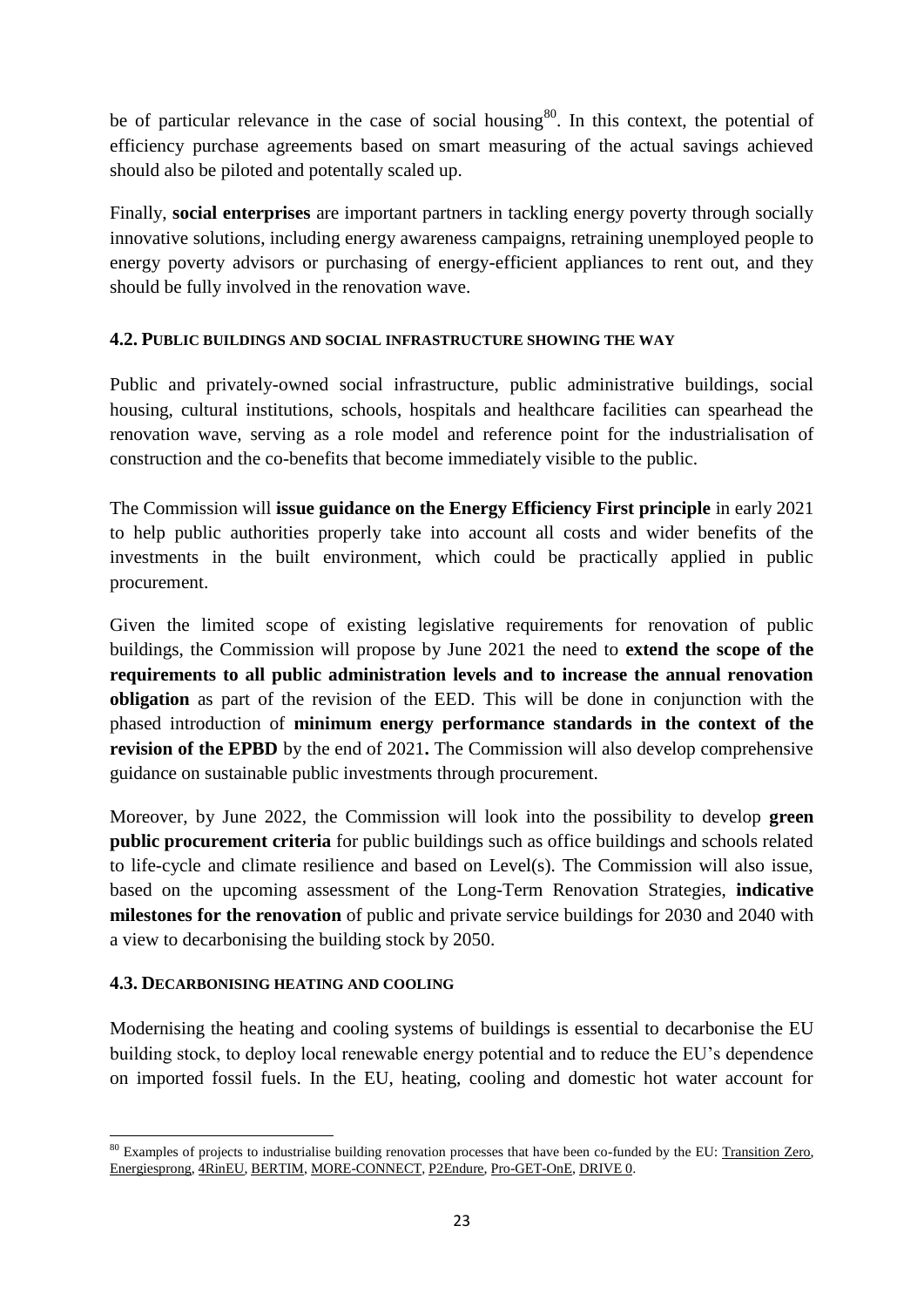be of particular relevance in the case of social housing[80]. In this context, the potential of efficiency purchase agreements based on smart measuring of the actual savings achieved should also be piloted and potentially scaled up.

Finally, **social enterprises** are important partners in tackling energy poverty through socially innovative solutions, including energy awareness campaigns, retraining unemployed people to energy poverty advisors or purchasing of energy-efficient appliances to rent out, and they should be fully involved in the renovation wave.

#### 4.2. PUBLIC BUILDINGS AND SOCIAL INFRASTRUCTURE SHOWING THE WAY

Public and privately-owned social infrastructure, public administrative buildings, social housing, cultural institutions, schools, hospitals and healthcare facilities can spearhead the renovation wave, serving as a role model and reference point for the industrialisation of construction and the co-benefits that become immediately visible to the public.

The Commission will **issue guidance on the Energy Efficiency First principle** in early 2021 to help public authorities properly take into account all costs and wider benefits of the investments in the built environment, which could be practically applied in public procurement.

Given the limited scope of existing legislative requirements for renovation of public buildings, the Commission will propose by June 2021 the need to **extend the scope of the requirements to all public administration levels and to increase the annual renovation obligation** as part of the revision of the EED. This will be done in conjunction with the phased introduction of **minimum energy performance standards in the context of the revision of the EPBD** by the end of 2021**.** The Commission will also develop comprehensive guidance on sustainable public investments through procurement.

Moreover, by June 2022, the Commission will look into the possibility to develop **green public procurement criteria** for public buildings such as office buildings and schools related to life-cycle and climate resilience and based on Level(s). The Commission will also issue, based on the upcoming assessment of the Long-Term Renovation Strategies, **indicative milestones for the renovation** of public and private service buildings for 2030 and 2040 with a view to decarbonising the building stock by 2050.

#### 4.3. DECARBONISING HEATING AND COOLING

Modernising the heating and cooling systems of buildings is essential to decarbonise the EU building stock, to deploy local renewable energy potential and to reduce the EU's dependence on imported fossil fuels. In the EU, heating, cooling and domestic hot water account for

---

[80] Examples of projects to industrialise building renovation processes that have been co-funded by the EU: Transition Zero, Energiesprong, 4RinEU, BERTIM, MORE-CONNECT, P2Endure, Pro-GET-OnE, DRIVE 0.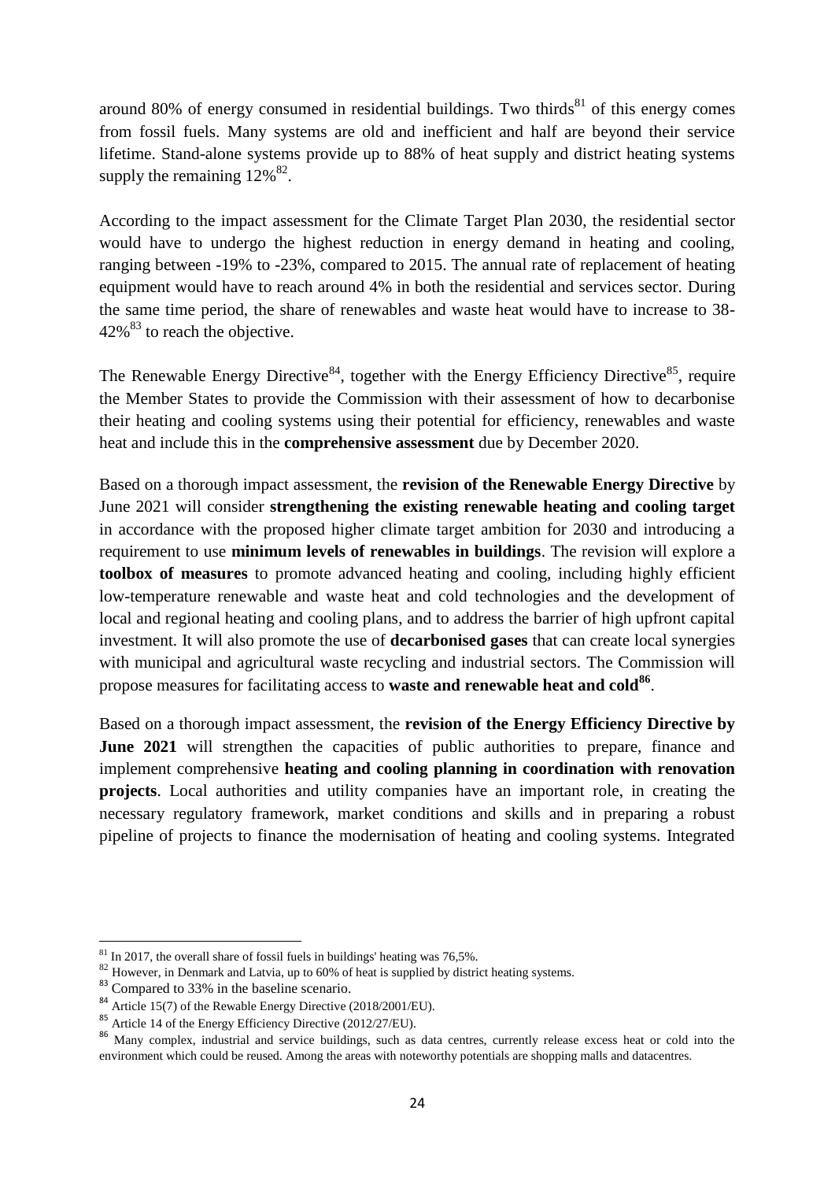around 80% of energy consumed in residential buildings. Two thirds[81] of this energy comes from fossil fuels. Many systems are old and inefficient and half are beyond their service lifetime. Stand-alone systems provide up to 88% of heat supply and district heating systems supply the remaining 12%[82].

According to the impact assessment for the Climate Target Plan 2030, the residential sector would have to undergo the highest reduction in energy demand in heating and cooling, ranging between -19% to -23%, compared to 2015. The annual rate of replacement of heating equipment would have to reach around 4% in both the residential and services sector. During the same time period, the share of renewables and waste heat would have to increase to 38-42%[83] to reach the objective.

The Renewable Energy Directive[84], together with the Energy Efficiency Directive[85], require the Member States to provide the Commission with their assessment of how to decarbonise their heating and cooling systems using their potential for efficiency, renewables and waste heat and include this in the **comprehensive assessment** due by December 2020.

Based on a thorough impact assessment, the **revision of the Renewable Energy Directive** by June 2021 will consider **strengthening the existing renewable heating and cooling target** in accordance with the proposed higher climate target ambition for 2030 and introducing a requirement to use **minimum levels of renewables in buildings**. The revision will explore a **toolbox of measures** to promote advanced heating and cooling, including highly efficient low-temperature renewable and waste heat and cold technologies and the development of local and regional heating and cooling plans, and to address the barrier of high upfront capital investment. It will also promote the use of **decarbonised gases** that can create local synergies with municipal and agricultural waste recycling and industrial sectors. The Commission will propose measures for facilitating access to **waste and renewable heat and cold**[86].

Based on a thorough impact assessment, the **revision of the Energy Efficiency Directive by June 2021** will strengthen the capacities of public authorities to prepare, finance and implement comprehensive **heating and cooling planning in coordination with renovation projects**. Local authorities and utility companies have an important role, in creating the necessary regulatory framework, market conditions and skills and in preparing a robust pipeline of projects to finance the modernisation of heating and cooling systems. Integrated

---

[81] In 2017, the overall share of fossil fuels in buildings' heating was 76,5%.

[82] However, in Denmark and Latvia, up to 60% of heat is supplied by district heating systems.

[83] Compared to 33% in the baseline scenario.

[84] Article 15(7) of the Rewable Energy Directive (2018/2001/EU).

[85] Article 14 of the Energy Efficiency Directive (2012/27/EU).

[86] Many complex, industrial and service buildings, such as data centres, currently release excess heat or cold into the environment which could be reused. Among the areas with noteworthy potentials are shopping malls and datacentres.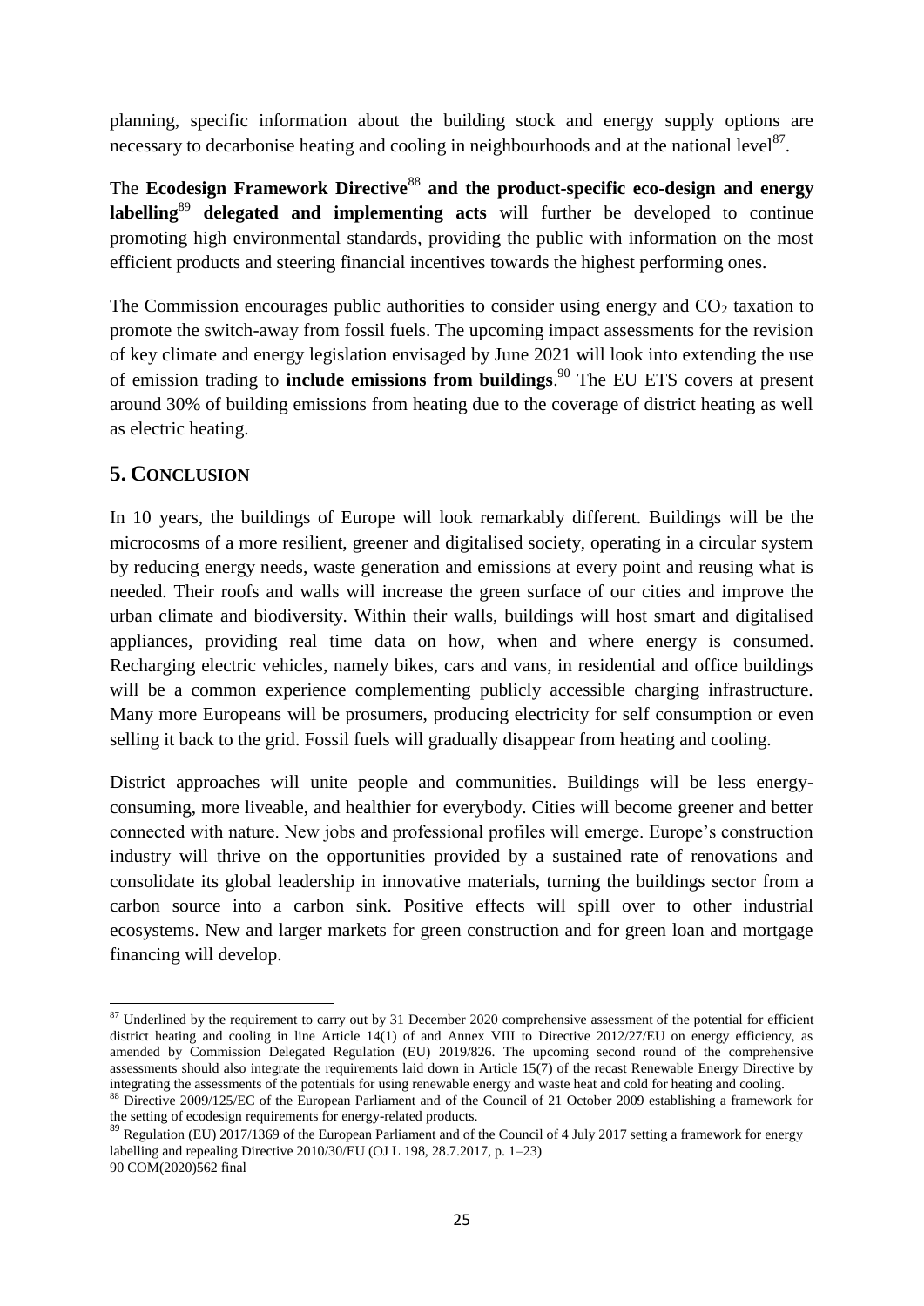planning, specific information about the building stock and energy supply options are necessary to decarbonise heating and cooling in neighbourhoods and at the national level[87].

The **Ecodesign Framework Directive**[88] **and the product-specific eco-design and energy labelling**[89] **delegated and implementing acts** will further be developed to continue promoting high environmental standards, providing the public with information on the most efficient products and steering financial incentives towards the highest performing ones.

The Commission encourages public authorities to consider using energy and $CO_2$ taxation to promote the switch-away from fossil fuels. The upcoming impact assessments for the revision of key climate and energy legislation envisaged by June 2021 will look into extending the use of emission trading to **include emissions from buildings**.[90] The EU ETS covers at present around 30% of building emissions from heating due to the coverage of district heating as well as electric heating.

## 5. CONCLUSION

In 10 years, the buildings of Europe will look remarkably different. Buildings will be the microcosms of a more resilient, greener and digitalised society, operating in a circular system by reducing energy needs, waste generation and emissions at every point and reusing what is needed. Their roofs and walls will increase the green surface of our cities and improve the urban climate and biodiversity. Within their walls, buildings will host smart and digitalised appliances, providing real time data on how, when and where energy is consumed. Recharging electric vehicles, namely bikes, cars and vans, in residential and office buildings will be a common experience complementing publicly accessible charging infrastructure. Many more Europeans will be prosumers, producing electricity for self consumption or even selling it back to the grid. Fossil fuels will gradually disappear from heating and cooling.

District approaches will unite people and communities. Buildings will be less energy-consuming, more liveable, and healthier for everybody. Cities will become greener and better connected with nature. New jobs and professional profiles will emerge. Europe's construction industry will thrive on the opportunities provided by a sustained rate of renovations and consolidate its global leadership in innovative materials, turning the buildings sector from a carbon source into a carbon sink. Positive effects will spill over to other industrial ecosystems. New and larger markets for green construction and for green loan and mortgage financing will develop.

---

[87] Underlined by the requirement to carry out by 31 December 2020 comprehensive assessment of the potential for efficient district heating and cooling in line Article 14(1) of and Annex VIII to Directive 2012/27/EU on energy efficiency, as amended by Commission Delegated Regulation (EU) 2019/826. The upcoming second round of the comprehensive assessments should also integrate the requirements laid down in Article 15(7) of the recast Renewable Energy Directive by integrating the assessments of the potentials for using renewable energy and waste heat and cold for heating and cooling.

[88] Directive 2009/125/EC of the European Parliament and of the Council of 21 October 2009 establishing a framework for the setting of ecodesign requirements for energy-related products.

[89] Regulation (EU) 2017/1369 of the European Parliament and of the Council of 4 July 2017 setting a framework for energy labelling and repealing Directive 2010/30/EU (OJ L 198, 28.7.2017, p. 1–23)

[90] COM(2020)562 final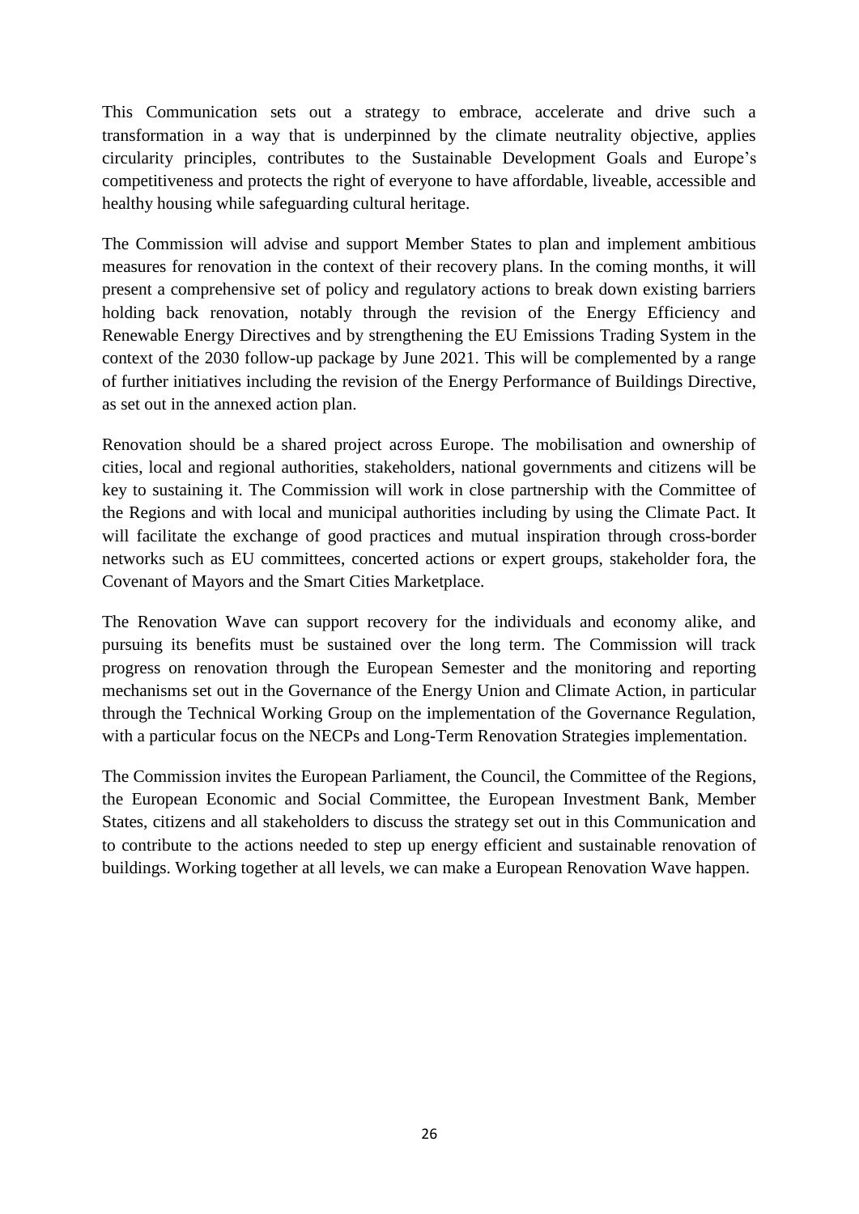This Communication sets out a strategy to embrace, accelerate and drive such a transformation in a way that is underpinned by the climate neutrality objective, applies circularity principles, contributes to the Sustainable Development Goals and Europe's competitiveness and protects the right of everyone to have affordable, liveable, accessible and healthy housing while safeguarding cultural heritage.

The Commission will advise and support Member States to plan and implement ambitious measures for renovation in the context of their recovery plans. In the coming months, it will present a comprehensive set of policy and regulatory actions to break down existing barriers holding back renovation, notably through the revision of the Energy Efficiency and Renewable Energy Directives and by strengthening the EU Emissions Trading System in the context of the 2030 follow-up package by June 2021. This will be complemented by a range of further initiatives including the revision of the Energy Performance of Buildings Directive, as set out in the annexed action plan.

Renovation should be a shared project across Europe. The mobilisation and ownership of cities, local and regional authorities, stakeholders, national governments and citizens will be key to sustaining it. The Commission will work in close partnership with the Committee of the Regions and with local and municipal authorities including by using the Climate Pact. It will facilitate the exchange of good practices and mutual inspiration through cross-border networks such as EU committees, concerted actions or expert groups, stakeholder fora, the Covenant of Mayors and the Smart Cities Marketplace.

The Renovation Wave can support recovery for the individuals and economy alike, and pursuing its benefits must be sustained over the long term. The Commission will track progress on renovation through the European Semester and the monitoring and reporting mechanisms set out in the Governance of the Energy Union and Climate Action, in particular through the Technical Working Group on the implementation of the Governance Regulation, with a particular focus on the NECPs and Long-Term Renovation Strategies implementation.

The Commission invites the European Parliament, the Council, the Committee of the Regions, the European Economic and Social Committee, the European Investment Bank, Member States, citizens and all stakeholders to discuss the strategy set out in this Communication and to contribute to the actions needed to step up energy efficient and sustainable renovation of buildings. Working together at all levels, we can make a European Renovation Wave happen.